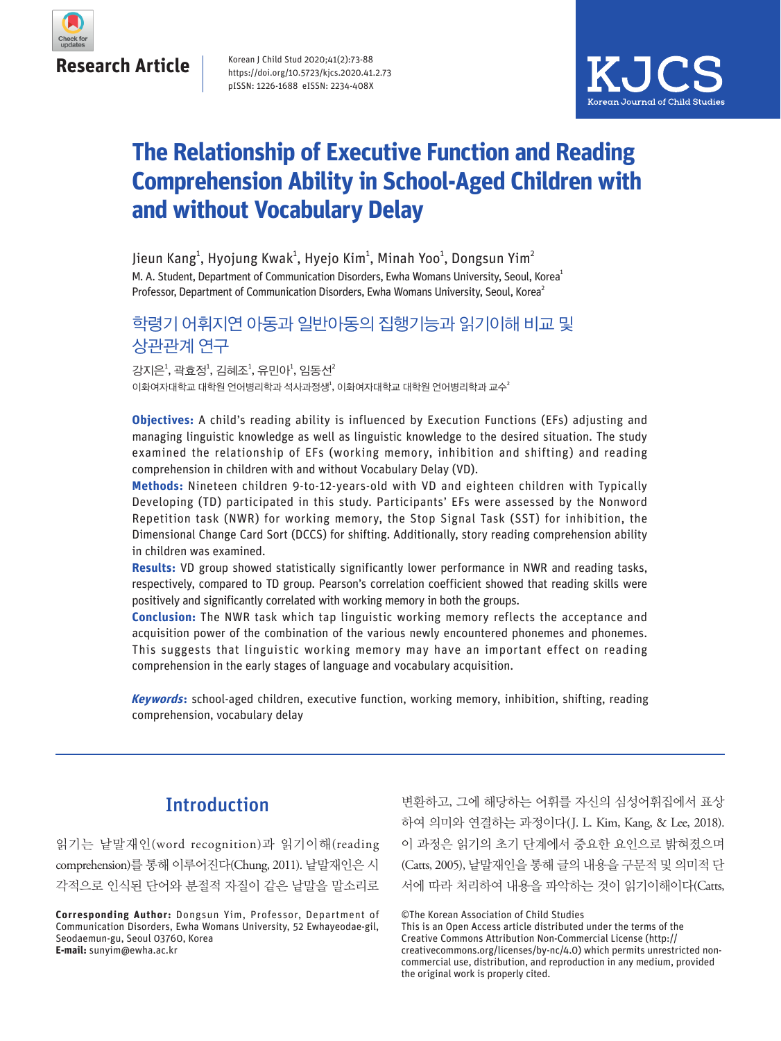Research Article

# The Relationship of Executive Function and Reading Comprehension Ability in School-Aged Children with and without Vocabulary Delay

Jieun Kang[1], Hyojung Kwak[1], Hyejo Kim[1], Minah Yoo[1], Dongsun Yim[2]

M. A. Student, Department of Communication Disorders, Ewha Womans University, Seoul, Korea[1]
Professor, Department of Communication Disorders, Ewha Womans University, Seoul, Korea[2]

## 학령기 어휘지연 아동과 일반아동의 집행기능과 읽기이해 비교 및 상관관계 연구

강지은[1], 곽효정[1], 김혜조[1], 유민아[1], 임동선[2]

이화여자대학교 대학원 언어병리학과 석사과정생[1], 이화여자대학교 대학원 언어병리학과 교수[2]

**Objectives:** A child's reading ability is influenced by Execution Functions (EFs) adjusting and managing linguistic knowledge as well as linguistic knowledge to the desired situation. The study examined the relationship of EFs (working memory, inhibition and shifting) and reading comprehension in children with and without Vocabulary Delay (VD).

**Methods:** Nineteen children 9-to-12-years-old with VD and eighteen children with Typically Developing (TD) participated in this study. Participants' EFs were assessed by the Nonword Repetition task (NWR) for working memory, the Stop Signal Task (SST) for inhibition, the Dimensional Change Card Sort (DCCS) for shifting. Additionally, story reading comprehension ability in children was examined.

**Results:** VD group showed statistically significantly lower performance in NWR and reading tasks, respectively, compared to TD group. Pearson's correlation coefficient showed that reading skills were positively and significantly correlated with working memory in both the groups.

**Conclusion:** The NWR task which tap linguistic working memory reflects the acceptance and acquisition power of the combination of the various newly encountered phonemes and phonemes. This suggests that linguistic working memory may have an important effect on reading comprehension in the early stages of language and vocabulary acquisition.

***Keywords*:** school-aged children, executive function, working memory, inhibition, shifting, reading comprehension, vocabulary delay

## Introduction

읽기는 낱말재인(word recognition)과 읽기이해(reading comprehension)를 통해 이루어진다(Chung, 2011). 낱말재인은 시각적으로 인식된 단어와 분절적 자질이 같은 낱말을 말소리로 변환하고, 그에 해당하는 어휘를 자신의 심성어휘집에서 표상하여 의미와 연결하는 과정이다(J. L. Kim, Kang, & Lee, 2018). 이 과정은 읽기의 초기 단계에서 중요한 요인으로 밝혀졌으며(Catts, 2005), 낱말재인을 통해 글의 내용을 구문적 및 의미적 단서에 따라 처리하여 내용을 파악하는 것이 읽기이해이다(Catts,

**Corresponding Author:** Dongsun Yim, Professor, Department of Communication Disorders, Ewha Womans University, 52 Ewhayeodae-gil, Seodaemun-gu, Seoul 03760, Korea
**E-mail:** sunyim@ewha.ac.kr

©The Korean Association of Child Studies
This is an Open Access article distributed under the terms of the Creative Commons Attribution Non-Commercial License (http://creativecommons.org/licenses/by-nc/4.0) which permits unrestricted non-commercial use, distribution, and reproduction in any medium, provided the original work is properly cited.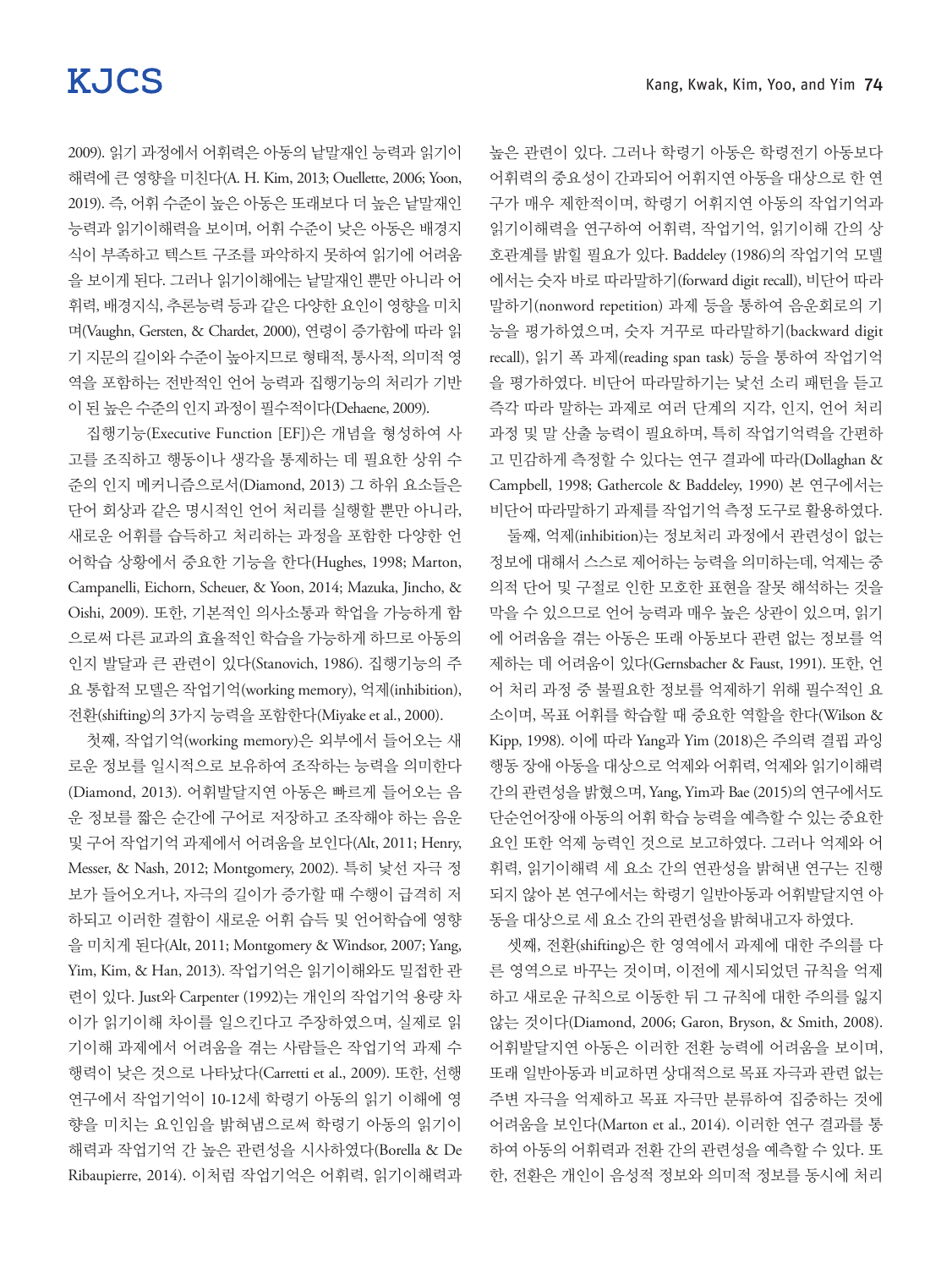2009). 읽기 과정에서 어휘력은 아동의 낱말재인 능력과 읽기이해력에 큰 영향을 미친다(A. H. Kim, 2013; Ouellette, 2006; Yoon, 2019). 즉, 어휘 수준이 높은 아동은 또래보다 더 높은 낱말재인 능력과 읽기이해력을 보이며, 어휘 수준이 낮은 아동은 배경지식이 부족하고 텍스트 구조를 파악하지 못하여 읽기에 어려움을 보이게 된다. 그러나 읽기이해에는 낱말재인 뿐만 아니라 어휘력, 배경지식, 추론능력 등과 같은 다양한 요인이 영향을 미치며(Vaughn, Gersten, & Chardet, 2000), 연령이 증가함에 따라 읽기 지문의 길이와 수준이 높아지므로 형태적, 통사적, 의미적 영역을 포함하는 전반적인 언어 능력과 집행기능의 처리가 기반이 된 높은 수준의 인지 과정이 필수적이다(Dehaene, 2009).

집행기능(Executive Function [EF])은 개념을 형성하여 사고를 조직하고 행동이나 생각을 통제하는 데 필요한 상위 수준의 인지 메커니즘으로서(Diamond, 2013) 그 하위 요소들은 단어 회상과 같은 명시적인 언어 처리를 실행할 뿐만 아니라, 새로운 어휘를 습득하고 처리하는 과정을 포함한 다양한 언어학습 상황에서 중요한 기능을 한다(Hughes, 1998; Marton, Campanelli, Eichorn, Scheuer, & Yoon, 2014; Mazuka, Jincho, & Oishi, 2009). 또한, 기본적인 의사소통과 학업을 가능하게 함으로써 다른 교과의 효율적인 학습을 가능하게 하므로 아동의 인지 발달과 큰 관련이 있다(Stanovich, 1986). 집행기능의 주요 통합적 모델은 작업기억(working memory), 억제(inhibition), 전환(shifting)의 3가지 능력을 포함한다(Miyake et al., 2000).

첫째, 작업기억(working memory)은 외부에서 들어오는 새로운 정보를 일시적으로 보유하여 조작하는 능력을 의미한다(Diamond, 2013). 어휘발달지연 아동은 빠르게 들어오는 음운 정보를 짧은 순간에 구어로 저장하고 조작해야 하는 음운 및 구어 작업기억 과제에서 어려움을 보인다(Alt, 2011; Henry, Messer, & Nash, 2012; Montgomery, 2002). 특히 낯선 자극 정보가 들어오거나, 자극의 길이가 증가할 때 수행이 급격히 저하되고 이러한 결함이 새로운 어휘 습득 및 언어학습에 영향을 미치게 된다(Alt, 2011; Montgomery & Windsor, 2007; Yang, Yim, Kim, & Han, 2013). 작업기억은 읽기이해와도 밀접한 관련이 있다. Just와 Carpenter (1992)는 개인의 작업기억 용량 차이가 읽기이해 차이를 일으킨다고 주장하였으며, 실제로 읽기이해 과제에서 어려움을 겪는 사람들은 작업기억 과제 수행력이 낮은 것으로 나타났다(Carretti et al., 2009). 또한, 선행 연구에서 작업기억이 10-12세 학령기 아동의 읽기 이해에 영향을 미치는 요인임을 밝혀냄으로써 학령기 아동의 읽기이해력과 작업기억 간 높은 관련성을 시사하였다(Borella & De Ribaupierre, 2014). 이처럼 작업기억은 어휘력, 읽기이해력과 높은 관련이 있다. 그러나 학령기 아동은 학령전기 아동보다 어휘력의 중요성이 간과되어 어휘지연 아동을 대상으로 한 연구가 매우 제한적이며, 학령기 어휘지연 아동의 작업기억과 읽기이해력을 연구하여 어휘력, 작업기억, 읽기이해 간의 상호관계를 밝힐 필요가 있다. Baddeley (1986)의 작업기억 모델에서는 숫자 바로 따라말하기(forward digit recall), 비단어 따라말하기(nonword repetition) 과제 등을 통하여 음운회로의 기능을 평가하였으며, 숫자 거꾸로 따라말하기(backward digit recall), 읽기 폭 과제(reading span task) 등을 통하여 작업기억을 평가하였다. 비단어 따라말하기는 낯선 소리 패턴을 듣고 즉각 따라 말하는 과제로 여러 단계의 지각, 인지, 언어 처리 과정 및 말 산출 능력이 필요하며, 특히 작업기억력을 간편하고 민감하게 측정할 수 있다는 연구 결과에 따라(Dollaghan & Campbell, 1998; Gathercole & Baddeley, 1990) 본 연구에서는 비단어 따라말하기 과제를 작업기억 측정 도구로 활용하였다.

둘째, 억제(inhibition)는 정보처리 과정에서 관련성이 없는 정보에 대해서 스스로 제어하는 능력을 의미하는데, 억제는 중의적 단어 및 구절로 인한 모호한 표현을 잘못 해석하는 것을 막을 수 있으므로 언어 능력과 매우 높은 상관이 있으며, 읽기에 어려움을 겪는 아동은 또래 아동보다 관련 없는 정보를 억제하는 데 어려움이 있다(Gernsbacher & Faust, 1991). 또한, 언어 처리 과정 중 불필요한 정보를 억제하기 위해 필수적인 요소이며, 목표 어휘를 학습할 때 중요한 역할을 한다(Wilson & Kipp, 1998). 이에 따라 Yang과 Yim (2018)은 주의력 결핍 과잉행동 장애 아동을 대상으로 억제와 어휘력, 억제와 읽기이해력 간의 관련성을 밝혔으며, Yang, Yim과 Bae (2015)의 연구에서도 단순언어장애 아동의 어휘 학습 능력을 예측할 수 있는 중요한 요인 또한 억제 능력인 것으로 보고하였다. 그러나 억제와 어휘력, 읽기이해력 세 요소 간의 연관성을 밝혀낸 연구는 진행되지 않아 본 연구에서는 학령기 일반아동과 어휘발달지연 아동을 대상으로 세 요소 간의 관련성을 밝혀내고자 하였다.

셋째, 전환(shifting)은 한 영역에서 과제에 대한 주의를 다른 영역으로 바꾸는 것이며, 이전에 제시되었던 규칙을 억제하고 새로운 규칙으로 이동한 뒤 그 규칙에 대한 주의를 잃지 않는 것이다(Diamond, 2006; Garon, Bryson, & Smith, 2008). 어휘발달지연 아동은 이러한 전환 능력에 어려움을 보이며, 또래 일반아동과 비교하면 상대적으로 목표 자극과 관련 없는 주변 자극을 억제하고 목표 자극만 분류하여 집중하는 것에 어려움을 보인다(Marton et al., 2014). 이러한 연구 결과를 통하여 아동의 어휘력과 전환 간의 관련성을 예측할 수 있다. 또한, 전환은 개인이 음성적 정보와 의미적 정보를 동시에 처리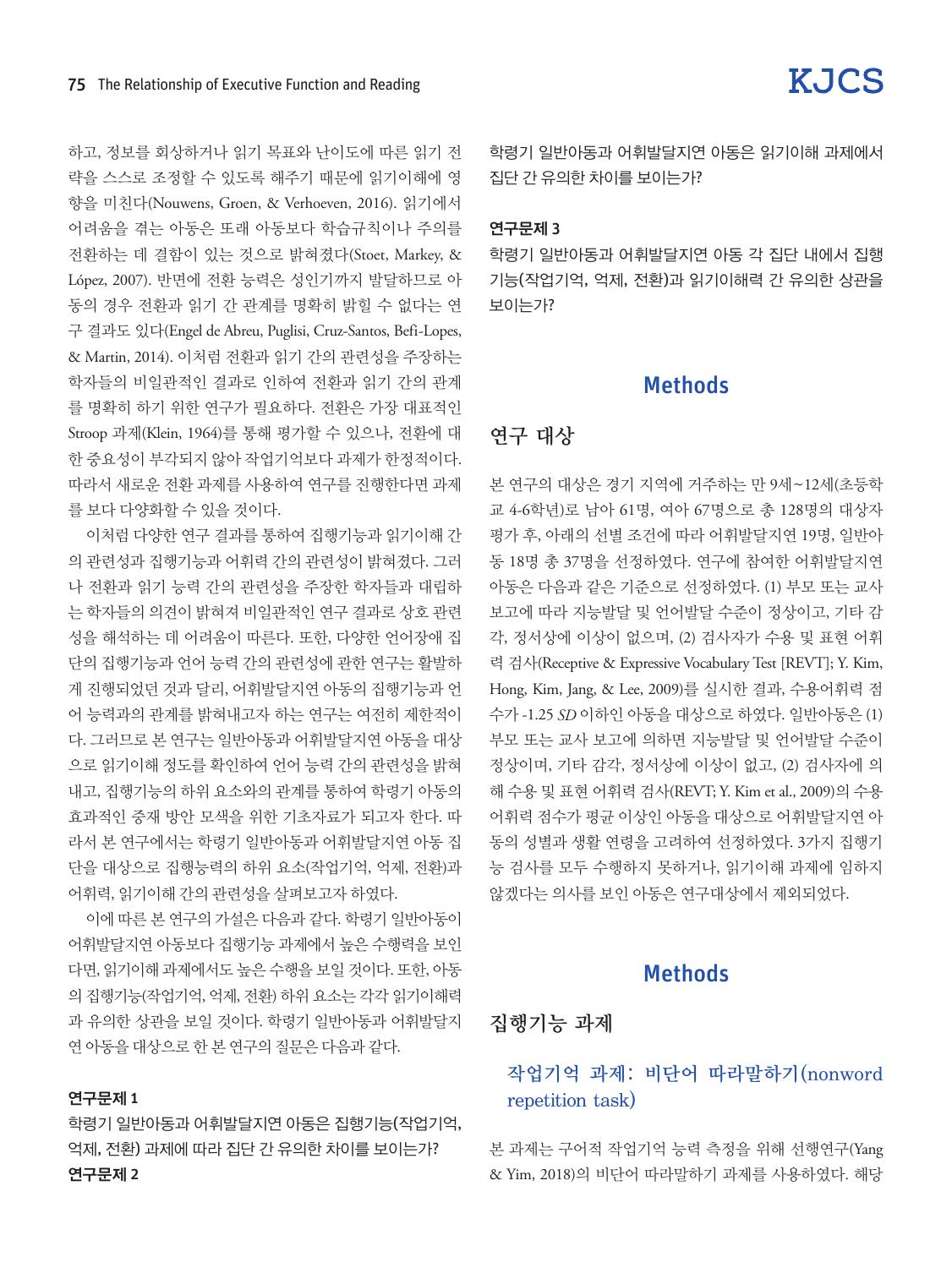하고, 정보를 회상하거나 읽기 목표와 난이도에 따른 읽기 전략을 스스로 조정할 수 있도록 해주기 때문에 읽기이해에 영향을 미친다(Nouwens, Groen, & Verhoeven, 2016). 읽기에서 어려움을 겪는 아동은 또래 아동보다 학습규칙이나 주의를 전환하는 데 결함이 있는 것으로 밝혀졌다(Stoet, Markey, & López, 2007). 반면에 전환 능력은 성인기까지 발달하므로 아동의 경우 전환과 읽기 간 관계를 명확히 밝힐 수 없다는 연구 결과도 있다(Engel de Abreu, Puglisi, Cruz-Santos, Befi-Lopes, & Martin, 2014). 이처럼 전환과 읽기 간의 관련성을 주장하는 학자들의 비일관적인 결과로 인하여 전환과 읽기 간의 관계를 명확히 하기 위한 연구가 필요하다. 전환은 가장 대표적인 Stroop 과제(Klein, 1964)를 통해 평가할 수 있으나, 전환에 대한 중요성이 부각되지 않아 작업기억보다 과제가 한정적이다. 따라서 새로운 전환 과제를 사용하여 연구를 진행한다면 과제를 보다 다양화할 수 있을 것이다.

이처럼 다양한 연구 결과를 통하여 집행기능과 읽기이해 간의 관련성과 집행기능과 어휘력 간의 관련성이 밝혀졌다. 그러나 전환과 읽기 능력 간의 관련성을 주장한 학자들과 대립하는 학자들의 의견이 밝혀져 비일관적인 연구 결과로 상호 관련성을 해석하는 데 어려움이 따른다. 또한, 다양한 언어장애 집단의 집행기능과 언어 능력 간의 관련성에 관한 연구는 활발하게 진행되었던 것과 달리, 어휘발달지연 아동의 집행기능과 언어 능력과의 관계를 밝혀내고자 하는 연구는 여전히 제한적이다. 그러므로 본 연구는 일반아동과 어휘발달지연 아동을 대상으로 읽기이해 정도를 확인하여 언어 능력 간의 관련성을 밝혀내고, 집행기능의 하위 요소와의 관계를 통하여 학령기 아동의 효과적인 중재 방안 모색을 위한 기초자료가 되고자 한다. 따라서 본 연구에서는 학령기 일반아동과 어휘발달지연 아동 집단을 대상으로 집행능력의 하위 요소(작업기억, 억제, 전환)과 어휘력, 읽기이해 간의 관련성을 살펴보고자 하였다.

이에 따른 본 연구의 가설은 다음과 같다. 학령기 일반아동이 어휘발달지연 아동보다 집행기능 과제에서 높은 수행력을 보인다면, 읽기이해 과제에서도 높은 수행을 보일 것이다. 또한, 아동의 집행기능(작업기억, 억제, 전환) 하위 요소는 각각 읽기이해력과 유의한 상관을 보일 것이다. 학령기 일반아동과 어휘발달지연 아동을 대상으로 한 본 연구의 질문은 다음과 같다.

**연구문제 1**

학령기 일반아동과 어휘발달지연 아동은 집행기능(작업기억, 억제, 전환) 과제에 따라 집단 간 유의한 차이를 보이는가?

**연구문제 2**

학령기 일반아동과 어휘발달지연 아동은 읽기이해 과제에서 집단 간 유의한 차이를 보이는가?

**연구문제 3**

학령기 일반아동과 어휘발달지연 아동 각 집단 내에서 집행기능(작업기억, 억제, 전환)과 읽기이해력 간 유의한 상관을 보이는가?

# Methods

## 연구 대상

본 연구의 대상은 경기 지역에 거주하는 만 9세~12세(초등학교 4-6학년)로 남아 61명, 여아 67명으로 총 128명의 대상자 평가 후, 아래의 선별 조건에 따라 어휘발달지연 19명, 일반아동 18명 총 37명을 선정하였다. 연구에 참여한 어휘발달지연 아동은 다음과 같은 기준으로 선정하였다. (1) 부모 또는 교사 보고에 따라 지능발달 및 언어발달 수준이 정상이고, 기타 감각, 정서상에 이상이 없으며, (2) 검사자가 수용 및 표현 어휘력 검사(Receptive & Expressive Vocabulary Test [REVT]; Y. Kim, Hong, Kim, Jang, & Lee, 2009)를 실시한 결과, 수용어휘력 점수가 -1.25 *SD* 이하인 아동을 대상으로 하였다. 일반아동은 (1) 부모 또는 교사 보고에 의하면 지능발달 및 언어발달 수준이 정상이며, 기타 감각, 정서상에 이상이 없고, (2) 검사자에 의해 수용 및 표현 어휘력 검사(REVT; Y. Kim et al., 2009)의 수용어휘력 점수가 평균 이상인 아동을 대상으로 어휘발달지연 아동의 성별과 생활 연령을 고려하여 선정하였다. 3가지 집행기능 검사를 모두 수행하지 못하거나, 읽기이해 과제에 임하지 않겠다는 의사를 보인 아동은 연구대상에서 제외되었다.

# Methods

## 집행기능 과제

### 작업기억 과제: 비단어 따라말하기(nonword repetition task)

본 과제는 구어적 작업기억 능력 측정을 위해 선행연구(Yang & Yim, 2018)의 비단어 따라말하기 과제를 사용하였다. 해당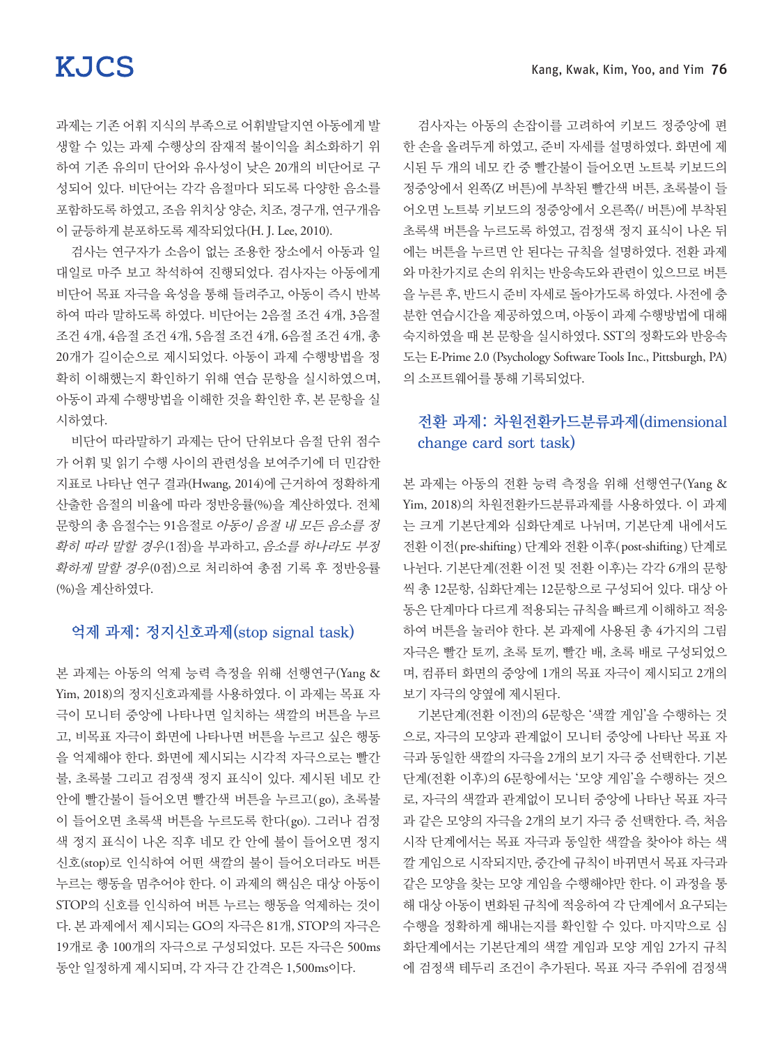과제는 기존 어휘 지식의 부족으로 어휘발달지연 아동에게 발생할 수 있는 과제 수행상의 잠재적 불이익을 최소화하기 위하여 기존 유의미 단어와 유사성이 낮은 20개의 비단어로 구성되어 있다. 비단어는 각각 음절마다 되도록 다양한 음소를 포함하도록 하였고, 조음 위치상 양순, 치조, 경구개, 연구개음이 균등하게 분포하도록 제작되었다(H. J. Lee, 2010).

검사는 연구자가 소음이 없는 조용한 장소에서 아동과 일대일로 마주 보고 착석하여 진행되었다. 검사자는 아동에게 비단어 목표 자극을 육성을 통해 들려주고, 아동이 즉시 반복하여 따라 말하도록 하였다. 비단어는 2음절 조건 4개, 3음절 조건 4개, 4음절 조건 4개, 5음절 조건 4개, 6음절 조건 4개, 총 20개가 길이순으로 제시되었다. 아동이 과제 수행방법을 정확히 이해했는지 확인하기 위해 연습 문항을 실시하였으며, 아동이 과제 수행방법을 이해한 것을 확인한 후, 본 문항을 실시하였다.

비단어 따라말하기 과제는 단어 단위보다 음절 단위 점수가 어휘 및 읽기 수행 사이의 관련성을 보여주기에 더 민감한 지표로 나타난 연구 결과(Hwang, 2014)에 근거하여 정확하게 산출한 음절의 비율에 따라 정반응률(%)을 계산하였다. 전체 문항의 총 음절수는 91음절로 *아동이 음절 내 모든 음소를 정확히 따라 말할 경우*(1점)을 부과하고, *음소를 하나라도 부정확하게 말할 경우*(0점)으로 처리하여 총점 기록 후 정반응률(%)을 계산하였다.

## 억제 과제: 정지신호과제(stop signal task)

본 과제는 아동의 억제 능력 측정을 위해 선행연구(Yang & Yim, 2018)의 정지신호과제를 사용하였다. 이 과제는 목표 자극이 모니터 중앙에 나타나면 일치하는 색깔의 버튼을 누르고, 비목표 자극이 화면에 나타나면 버튼을 누르고 싶은 행동을 억제해야 한다. 화면에 제시되는 시각적 자극으로는 빨간불, 초록불 그리고 검정색 정지 표식이 있다. 제시된 네모 칸 안에 빨간불이 들어오면 빨간색 버튼을 누르고(go), 초록불이 들어오면 초록색 버튼을 누르도록 한다(go). 그러나 검정색 정지 표식이 나온 직후 네모 칸 안에 불이 들어오면 정지신호(stop)로 인식하여 어떤 색깔의 불이 들어오더라도 버튼 누르는 행동을 멈추어야 한다. 이 과제의 핵심은 대상 아동이 STOP의 신호를 인식하여 버튼 누르는 행동을 억제하는 것이다. 본 과제에서 제시되는 GO의 자극은 81개, STOP의 자극은 19개로 총 100개의 자극으로 구성되었다. 모든 자극은 500ms 동안 일정하게 제시되며, 각 자극 간 간격은 1,500ms이다.

검사자는 아동의 손잡이를 고려하여 키보드 정중앙에 편한 손을 올려두게 하였고, 준비 자세를 설명하였다. 화면에 제시된 두 개의 네모 칸 중 빨간불이 들어오면 노트북 키보드의 정중앙에서 왼쪽(Z 버튼)에 부착된 빨간색 버튼, 초록불이 들어오면 노트북 키보드의 정중앙에서 오른쪽(/ 버튼)에 부착된 초록색 버튼을 누르도록 하였고, 검정색 정지 표식이 나온 뒤에는 버튼을 누르면 안 된다는 규칙을 설명하였다. 전환 과제와 마찬가지로 손의 위치는 반응속도와 관련이 있으므로 버튼을 누른 후, 반드시 준비 자세로 돌아가도록 하였다. 사전에 충분한 연습시간을 제공하였으며, 아동이 과제 수행방법에 대해 숙지하였을 때 본 문항을 실시하였다. SST의 정확도와 반응속도는 E-Prime 2.0 (Psychology Software Tools Inc., Pittsburgh, PA)의 소프트웨어를 통해 기록되었다.

## 전환 과제: 차원전환카드분류과제(dimensional change card sort task)

본 과제는 아동의 전환 능력 측정을 위해 선행연구(Yang & Yim, 2018)의 차원전환카드분류과제를 사용하였다. 이 과제는 크게 기본단계와 심화단계로 나뉘며, 기본단계 내에서도 전환 이전(pre-shifting) 단계와 전환 이후(post-shifting) 단계로 나뉜다. 기본단계(전환 이전 및 전환 이후)는 각각 6개의 문항씩 총 12문항, 심화단계는 12문항으로 구성되어 있다. 대상 아동은 단계마다 다르게 적용되는 규칙을 빠르게 이해하고 적응하여 버튼을 눌러야 한다. 본 과제에 사용된 총 4가지의 그림 자극은 빨간 토끼, 초록 토끼, 빨간 배, 초록 배로 구성되었으며, 컴퓨터 화면의 중앙에 1개의 목표 자극이 제시되고 2개의 보기 자극의 양옆에 제시된다.

기본단계(전환 이전)의 6문항은 '색깔 게임'을 수행하는 것으로, 자극의 모양과 관계없이 모니터 중앙에 나타난 목표 자극과 동일한 색깔의 자극을 2개의 보기 자극 중 선택한다. 기본단계(전환 이후)의 6문항에서는 '모양 게임'을 수행하는 것으로, 자극의 색깔과 관계없이 모니터 중앙에 나타난 목표 자극과 같은 모양의 자극을 2개의 보기 자극 중 선택한다. 즉, 처음 시작 단계에서는 목표 자극과 동일한 색깔을 찾아야 하는 색깔 게임으로 시작되지만, 중간에 규칙이 바뀌면서 목표 자극과 같은 모양을 찾는 모양 게임을 수행해야만 한다. 이 과정을 통해 대상 아동이 변화된 규칙에 적응하여 각 단계에서 요구되는 수행을 정확하게 해내는지를 확인할 수 있다. 마지막으로 심화단계에서는 기본단계의 색깔 게임과 모양 게임 2가지 규칙에 검정색 테두리 조건이 추가된다. 목표 자극 주위에 검정색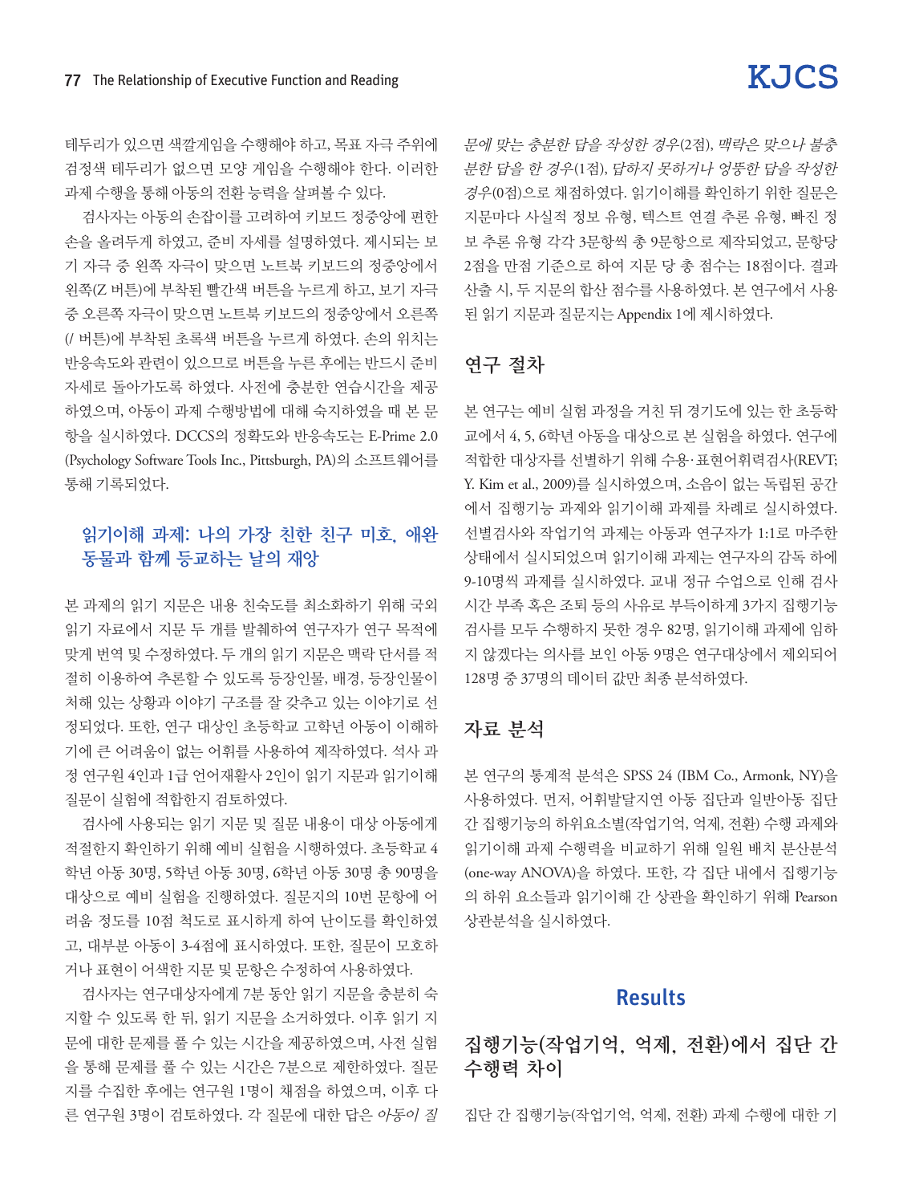테두리가 있으면 색깔게임을 수행해야 하고, 목표 자극 주위에 검정색 테두리가 없으면 모양 게임을 수행해야 한다. 이러한 과제 수행을 통해 아동의 전환 능력을 살펴볼 수 있다.

검사자는 아동의 손잡이를 고려하여 키보드 정중앙에 편한 손을 올려두게 하였고, 준비 자세를 설명하였다. 제시되는 보기 자극 중 왼쪽 자극이 맞으면 노트북 키보드의 정중앙에서 왼쪽(Z 버튼)에 부착된 빨간색 버튼을 누르게 하고, 보기 자극 중 오른쪽 자극이 맞으면 노트북 키보드의 정중앙에서 오른쪽(/ 버튼)에 부착된 초록색 버튼을 누르게 하였다. 손의 위치는 반응속도와 관련이 있으므로 버튼을 누른 후에는 반드시 준비 자세로 돌아가도록 하였다. 사전에 충분한 연습시간을 제공하였으며, 아동이 과제 수행방법에 대해 숙지하였을 때 본 문항을 실시하였다. DCCS의 정확도와 반응속도는 E-Prime 2.0 (Psychology Software Tools Inc., Pittsburgh, PA)의 소프트웨어를 통해 기록되었다.

### 읽기이해 과제: 나의 가장 친한 친구 미호, 애완동물과 함께 등교하는 날의 재앙

본 과제의 읽기 지문은 내용 친숙도를 최소화하기 위해 국외 읽기 자료에서 지문 두 개를 발췌하여 연구자가 연구 목적에 맞게 번역 및 수정하였다. 두 개의 읽기 지문은 맥락 단서를 적절히 이용하여 추론할 수 있도록 등장인물, 배경, 등장인물이 처해 있는 상황과 이야기 구조를 잘 갖추고 있는 이야기로 선정되었다. 또한, 연구 대상인 초등학교 고학년 아동이 이해하기에 큰 어려움이 없는 어휘를 사용하여 제작하였다. 석사 과정 연구원 4인과 1급 언어재활사 2인이 읽기 지문과 읽기이해 질문이 실험에 적합한지 검토하였다.

검사에 사용되는 읽기 지문 및 질문 내용이 대상 아동에게 적절한지 확인하기 위해 예비 실험을 시행하였다. 초등학교 4학년 아동 30명, 5학년 아동 30명, 6학년 아동 30명 총 90명을 대상으로 예비 실험을 진행하였다. 질문지의 10번 문항에 어려움 정도를 10점 척도로 표시하게 하여 난이도를 확인하였고, 대부분 아동이 3-4점에 표시하였다. 또한, 질문이 모호하거나 표현이 어색한 지문 및 문항은 수정하여 사용하였다.

검사자는 연구대상자에게 7분 동안 읽기 지문을 충분히 숙지할 수 있도록 한 뒤, 읽기 지문을 소거하였다. 이후 읽기 지문에 대한 문제를 풀 수 있는 시간을 제공하였으며, 사전 실험을 통해 문제를 풀 수 있는 시간은 7분으로 제한하였다. 질문지를 수집한 후에는 연구원 1명이 채점을 하였으며, 이후 다른 연구원 3명이 검토하였다. 각 질문에 대한 답은 *아동이 질문에 맞는 충분한 답을 작성한 경우*(2점), *맥락은 맞으나 불충분한 답을 한 경우*(1점), *답하지 못하거나 엉뚱한 답을 작성한 경우*(0점)으로 채점하였다. 읽기이해를 확인하기 위한 질문은 지문마다 사실적 정보 유형, 텍스트 연결 추론 유형, 빠진 정보 추론 유형 각각 3문항씩 총 9문항으로 제작되었고, 문항당 2점을 만점 기준으로 하여 지문 당 총 점수는 18점이다. 결과 산출 시, 두 지문의 합산 점수를 사용하였다. 본 연구에서 사용된 읽기 지문과 질문지는 Appendix 1에 제시하였다.

## 연구 절차

본 연구는 예비 실험 과정을 거친 뒤 경기도에 있는 한 초등학교에서 4, 5, 6학년 아동을 대상으로 본 실험을 하였다. 연구에 적합한 대상자를 선별하기 위해 수용·표현어휘력검사(REVT; Y. Kim et al., 2009)를 실시하였으며, 소음이 없는 독립된 공간에서 집행기능 과제와 읽기이해 과제를 차례로 실시하였다. 선별검사와 작업기억 과제는 아동과 연구자가 1:1로 마주한 상태에서 실시되었으며 읽기이해 과제는 연구자의 감독 하에 9-10명씩 과제를 실시하였다. 교내 정규 수업으로 인해 검사시간 부족 혹은 조퇴 등의 사유로 부득이하게 3가지 집행기능 검사를 모두 수행하지 못한 경우 82명, 읽기이해 과제에 임하지 않겠다는 의사를 보인 아동 9명은 연구대상에서 제외되어 128명 중 37명의 데이터 값만 최종 분석하였다.

## 자료 분석

본 연구의 통계적 분석은 SPSS 24 (IBM Co., Armonk, NY)을 사용하였다. 먼저, 어휘발달지연 아동 집단과 일반아동 집단 간 집행기능의 하위요소별(작업기억, 억제, 전환) 수행 과제와 읽기이해 과제 수행력을 비교하기 위해 일원 배치 분산분석(one-way ANOVA)을 하였다. 또한, 각 집단 내에서 집행기능의 하위 요소들과 읽기이해 간 상관을 확인하기 위해 Pearson 상관분석을 실시하였다.

# Results

## 집행기능(작업기억, 억제, 전환)에서 집단 간 수행력 차이

집단 간 집행기능(작업기억, 억제, 전환) 과제 수행에 대한 기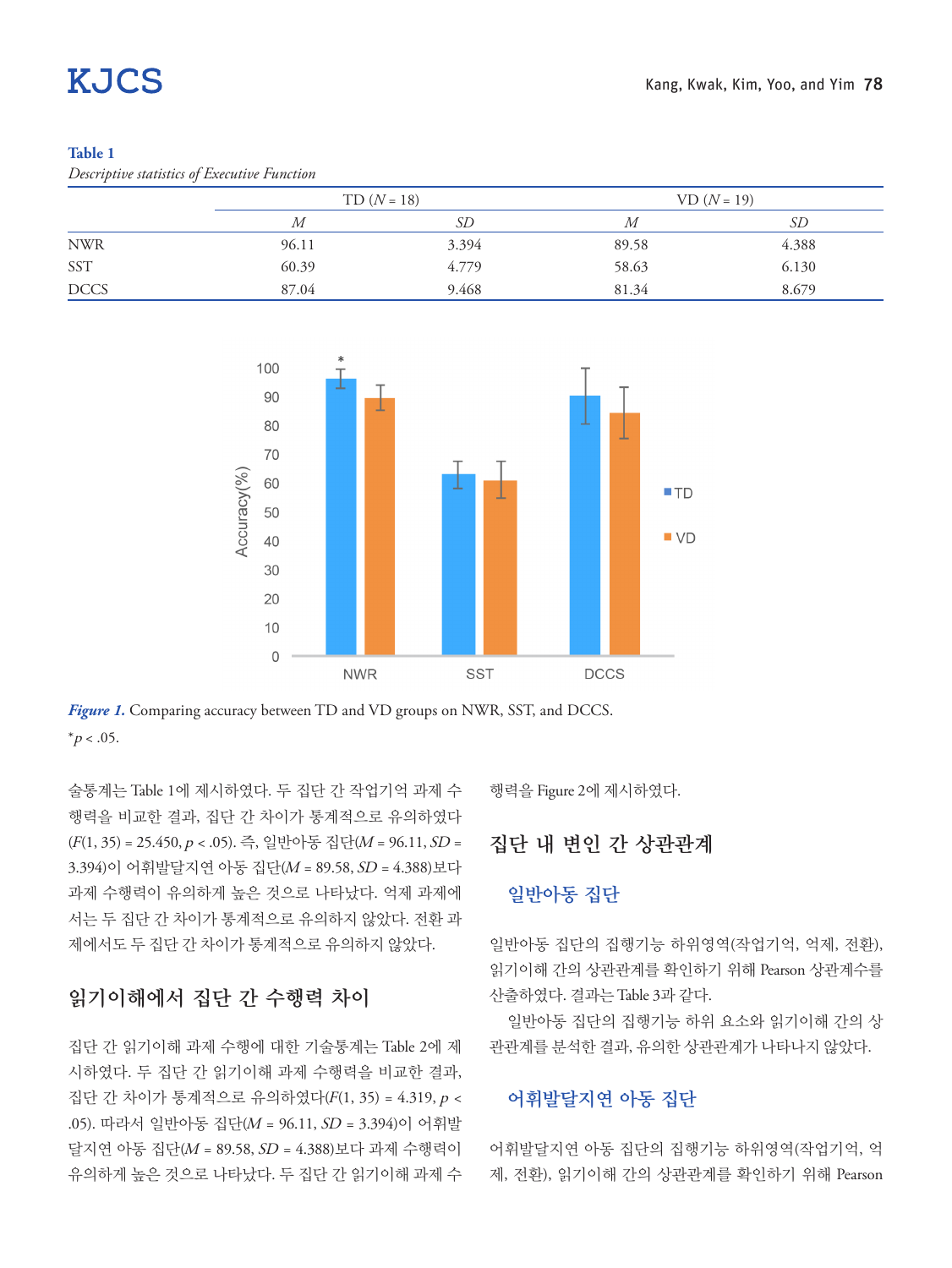**Table 1**

*Descriptive statistics of Executive Function*

| | TD ($N$ = 18) | | VD ($N$ = 19) | |
|---|---|---|---|---|
| | $M$ | $SD$ | $M$ | $SD$ |
| NWR | 96.11 | 3.394 | 89.58 | 4.388 |
| SST | 60.39 | 4.779 | 58.63 | 6.130 |
| DCCS | 87.04 | 9.468 | 81.34 | 8.679 |

***Figure 1.*** Comparing accuracy between TD and VD groups on NWR, SST, and DCCS.

*$p < .05$.

술통계는 Table 1에 제시하였다. 두 집단 간 작업기억 과제 수행력을 비교한 결과, 집단 간 차이가 통계적으로 유의하였다 ($F$(1, 35) = 25.450, $p$ < .05). 즉, 일반아동 집단($M$ = 96.11, $SD$ = 3.394)이 어휘발달지연 아동 집단($M$ = 89.58, $SD$ = 4.388)보다 과제 수행력이 유의하게 높은 것으로 나타났다. 억제 과제에서는 두 집단 간 차이가 통계적으로 유의하지 않았다. 전환 과제에서도 두 집단 간 차이가 통계적으로 유의하지 않았다.

## 읽기이해에서 집단 간 수행력 차이

집단 간 읽기이해 과제 수행에 대한 기술통계는 Table 2에 제시하였다. 두 집단 간 읽기이해 과제 수행력을 비교한 결과, 집단 간 차이가 통계적으로 유의하였다($F$(1, 35) = 4.319, $p$ < .05). 따라서 일반아동 집단($M$ = 96.11, $SD$ = 3.394)이 어휘발달지연 아동 집단($M$ = 89.58, $SD$ = 4.388)보다 과제 수행력이 유의하게 높은 것으로 나타났다. 두 집단 간 읽기이해 과제 수행력을 Figure 2에 제시하였다.

## 집단 내 변인 간 상관관계

### 일반아동 집단

일반아동 집단의 집행기능 하위영역(작업기억, 억제, 전환), 읽기이해 간의 상관관계를 확인하기 위해 Pearson 상관계수를 산출하였다. 결과는 Table 3과 같다.

일반아동 집단의 집행기능 하위 요소와 읽기이해 간의 상관관계를 분석한 결과, 유의한 상관관계가 나타나지 않았다.

### 어휘발달지연 아동 집단

어휘발달지연 아동 집단의 집행기능 하위영역(작업기억, 억제, 전환), 읽기이해 간의 상관관계를 확인하기 위해 Pearson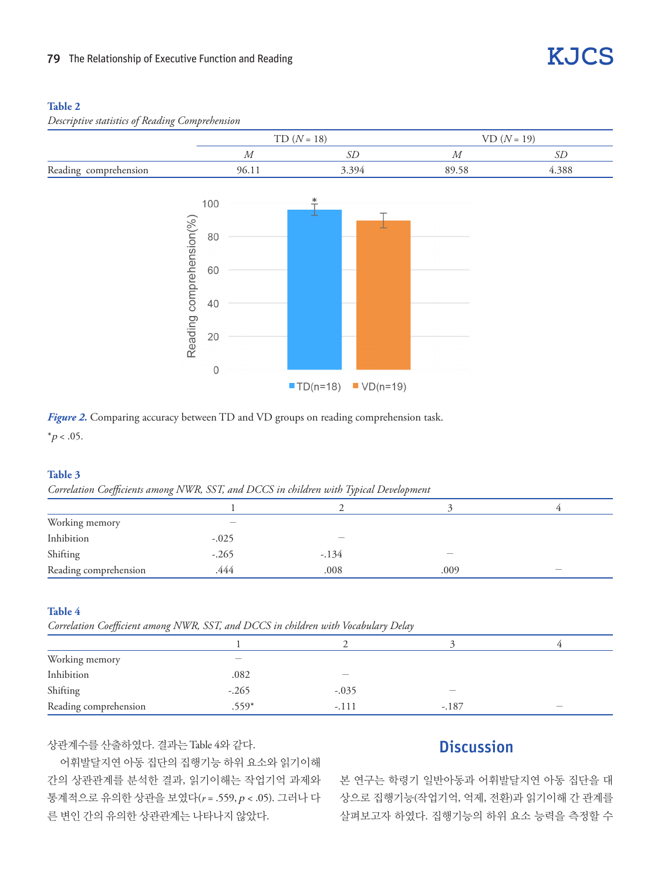**Table 2**

*Descriptive statistics of Reading Comprehension*

| | TD ($N$ = 18) | | VD ($N$ = 19) | |
|---|---|---|---|---|
| | $M$ | $SD$ | $M$ | $SD$ |
| Reading comprehension | 96.11 | 3.394 | 89.58 | 4.388 |

***Figure 2.*** Comparing accuracy between TD and VD groups on reading comprehension task.

$^{*}p < .05$.

**Table 3**

*Correlation Coefficients among NWR, SST, and DCCS in children with Typical Development*

| | 1 | 2 | 3 | 4 |
|---|---|---|---|---|
| Working memory | – | | | |
| Inhibition | -.025 | – | | |
| Shifting | -.265 | -.134 | – | |
| Reading comprehension | .444 | .008 | .009 | – |

**Table 4**

*Correlation Coefficient among NWR, SST, and DCCS in children with Vocabulary Delay*

| | 1 | 2 | 3 | 4 |
|---|---|---|---|---|
| Working memory | – | | | |
| Inhibition | .082 | – | | |
| Shifting | -.265 | -.035 | – | |
| Reading comprehension | .559* | -.111 | -.187 | – |

상관계수를 산출하였다. 결과는 Table 4와 같다.

어휘발달지연 아동 집단의 집행기능 하위 요소와 읽기이해 간의 상관관계를 분석한 결과, 읽기이해는 작업기억 과제와 통계적으로 유의한 상관을 보였다($r$ = .559, $p$ < .05). 그러나 다른 변인 간의 유의한 상관관계는 나타나지 않았다.

## Discussion

본 연구는 학령기 일반아동과 어휘발달지연 아동 집단을 대상으로 집행기능(작업기억, 억제, 전환)과 읽기이해 간 관계를 살펴보고자 하였다. 집행기능의 하위 요소 능력을 측정할 수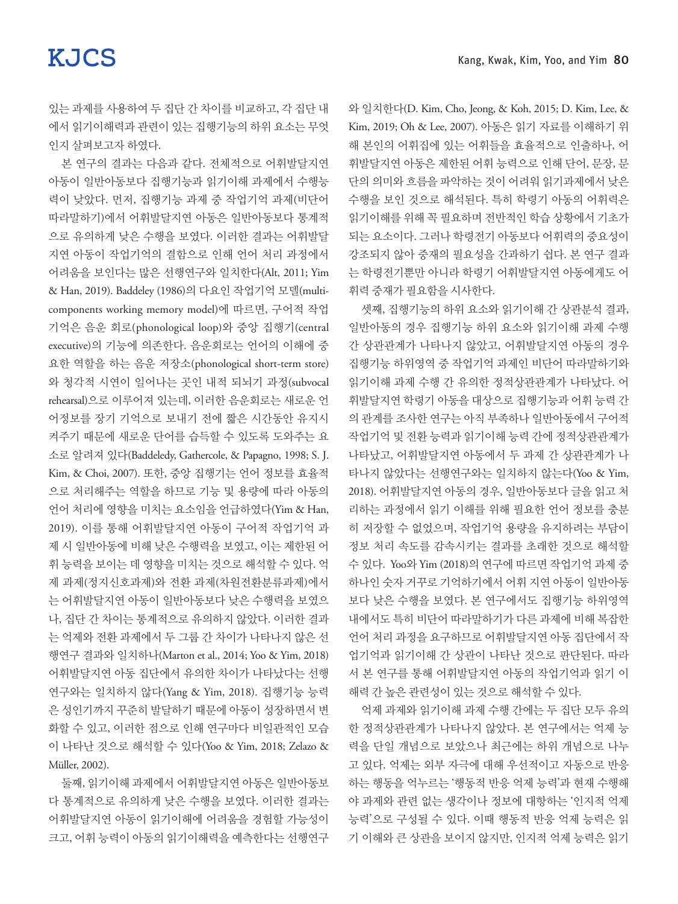있는 과제를 사용하여 두 집단 간 차이를 비교하고, 각 집단 내에서 읽기이해력과 관련이 있는 집행기능의 하위 요소는 무엇인지 살펴보고자 하였다.

본 연구의 결과는 다음과 같다. 전체적으로 어휘발달지연 아동이 일반아동보다 집행기능과 읽기이해 과제에서 수행능력이 낮았다. 먼저, 집행기능 과제 중 작업기억 과제(비단어 따라말하기)에서 어휘발달지연 아동은 일반아동보다 통계적으로 유의하게 낮은 수행을 보였다. 이러한 결과는 어휘발달지연 아동이 작업기억의 결함으로 인해 언어 처리 과정에서 어려움을 보인다는 많은 선행연구와 일치한다(Alt, 2011; Yim & Han, 2019). Baddeley (1986)의 다요인 작업기억 모델(multi-components working memory model)에 따르면, 구어적 작업기억은 음운 회로(phonological loop)와 중앙 집행기(central executive)의 기능에 의존한다. 음운회로는 언어의 이해에 중요한 역할을 하는 음운 저장소(phonological short-term store)와 청각적 시연이 일어나는 곳인 내적 되뇌기 과정(subvocal rehearsal)으로 이루어져 있는데, 이러한 음운회로는 새로운 언어정보를 장기 기억으로 보내기 전에 짧은 시간동안 유지시켜주기 때문에 새로운 단어를 습득할 수 있도록 도와주는 요소로 알려져 있다(Baddeledy, Gathercole, & Papagno, 1998; S. J. Kim, & Choi, 2007). 또한, 중앙 집행기는 언어 정보를 효율적으로 처리해주는 역할을 하므로 기능 및 용량에 따라 아동의 언어 처리에 영향을 미치는 요소임을 언급하였다(Yim & Han, 2019). 이를 통해 어휘발달지연 아동이 구어적 작업기억 과제 시 일반아동에 비해 낮은 수행력을 보였고, 이는 제한된 어휘 능력을 보이는 데 영향을 미치는 것으로 해석할 수 있다. 억제 과제(정지신호과제)와 전환 과제(차원전환분류과제)에서는 어휘발달지연 아동이 일반아동보다 낮은 수행력을 보였으나, 집단 간 차이는 통계적으로 유의하지 않았다. 이러한 결과는 억제와 전환 과제에서 두 그룹 간 차이가 나타나지 않은 선행연구 결과와 일치하나(Marton et al., 2014; Yoo & Yim, 2018) 어휘발달지연 아동 집단에서 유의한 차이가 나타났다는 선행연구와는 일치하지 않다(Yang & Yim, 2018). 집행기능 능력은 성인기까지 꾸준히 발달하기 때문에 아동이 성장하면서 변화할 수 있고, 이러한 점으로 인해 연구마다 비일관적인 모습이 나타난 것으로 해석할 수 있다(Yoo & Yim, 2018; Zelazo & Müller, 2002).

둘째, 읽기이해 과제에서 어휘발달지연 아동은 일반아동보다 통계적으로 유의하게 낮은 수행을 보였다. 이러한 결과는 어휘발달지연 아동이 읽기이해에 어려움을 경험할 가능성이 크고, 어휘 능력이 아동의 읽기이해력을 예측한다는 선행연구와 일치한다(D. Kim, Cho, Jeong, & Koh, 2015; D. Kim, Lee, & Kim, 2019; Oh & Lee, 2007). 아동은 읽기 자료를 이해하기 위해 본인의 어휘집에 있는 어휘들을 효율적으로 인출하나, 어휘발달지연 아동은 제한된 어휘 능력으로 인해 단어, 문장, 문단의 의미와 흐름을 파악하는 것이 어려워 읽기과제에서 낮은 수행을 보인 것으로 해석된다. 특히 학령기 아동의 어휘력은 읽기이해를 위해 꼭 필요하며 전반적인 학습 상황에서 기초가 되는 요소이다. 그러나 학령전기 아동보다 어휘력의 중요성이 강조되지 않아 중재의 필요성을 간과하기 쉽다. 본 연구 결과는 학령전기뿐만 아니라 학령기 어휘발달지연 아동에게도 어휘력 중재가 필요함을 시사한다.

셋째, 집행기능의 하위 요소와 읽기이해 간 상관분석 결과, 일반아동의 경우 집행기능 하위 요소와 읽기이해 과제 수행 간 상관관계가 나타나지 않았고, 어휘발달지연 아동의 경우 집행기능 하위영역 중 작업기억 과제인 비단어 따라말하기와 읽기이해 과제 수행 간 유의한 정적상관관계가 나타났다. 어휘발달지연 학령기 아동을 대상으로 집행기능과 어휘 능력 간의 관계를 조사한 연구는 아직 부족하나 일반아동에서 구어적 작업기억 및 전환 능력과 읽기이해 능력 간에 정적상관관계가 나타났고, 어휘발달지연 아동에서 두 과제 간 상관관계가 나타나지 않았다는 선행연구와는 일치하지 않는다(Yoo & Yim, 2018). 어휘발달지연 아동의 경우, 일반아동보다 글을 읽고 처리하는 과정에서 읽기 이해를 위해 필요한 언어 정보를 충분히 저장할 수 없었으며, 작업기억 용량을 유지하려는 부담이 정보 처리 속도를 감속시키는 결과를 초래한 것으로 해석할 수 있다. Yoo와 Yim (2018)의 연구에 따르면 작업기억 과제 중 하나인 숫자 거꾸로 기억하기에서 어휘 지연 아동이 일반아동보다 낮은 수행을 보였다. 본 연구에서도 집행기능 하위영역 내에서도 특히 비단어 따라말하기가 다른 과제에 비해 복잡한 언어 처리 과정을 요구하므로 어휘발달지연 아동 집단에서 작업기억과 읽기이해 간 상관이 나타난 것으로 판단된다. 따라서 본 연구를 통해 어휘발달지연 아동의 작업기억과 읽기 이해력 간 높은 관련성이 있는 것으로 해석할 수 있다.

억제 과제와 읽기이해 과제 수행 간에는 두 집단 모두 유의한 정적상관관계가 나타나지 않았다. 본 연구에서는 억제 능력을 단일 개념으로 보았으나 최근에는 하위 개념으로 나누고 있다. 억제는 외부 자극에 대해 우선적이고 자동으로 반응하는 행동을 억누르는 '행동적 반응 억제 능력'과 현재 수행해야 과제와 관련 없는 생각이나 정보에 대항하는 '인지적 억제 능력'으로 구성될 수 있다. 이때 행동적 반응 억제 능력은 읽기 이해와 큰 상관을 보이지 않지만, 인지적 억제 능력은 읽기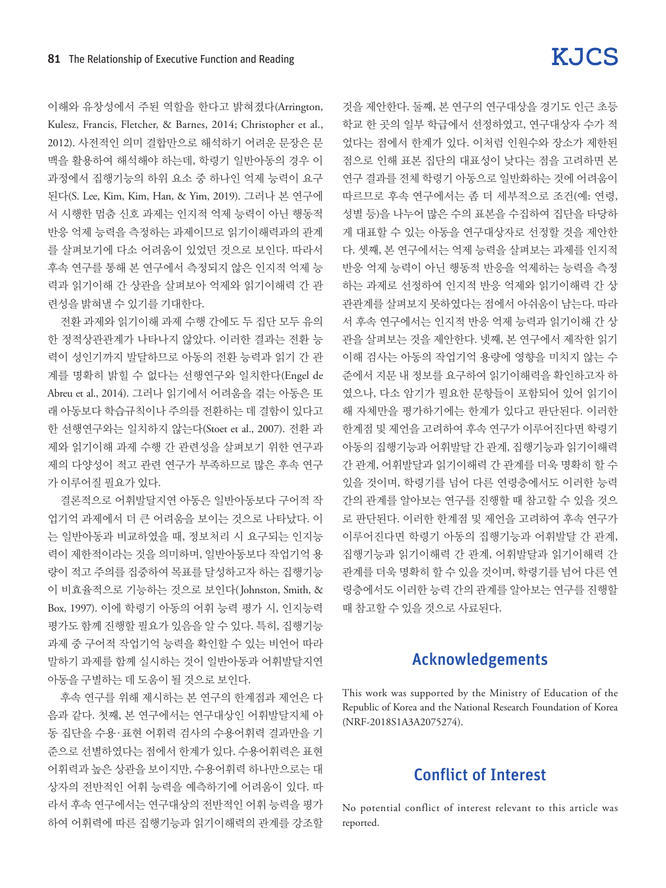이해와 유창성에서 주된 역할을 한다고 밝혀졌다(Arrington, Kulesz, Francis, Fletcher, & Barnes, 2014; Christopher et al., 2012). 사전적인 의미 결합만으로 해석하기 어려운 문장은 문맥을 활용하여 해석해야 하는데, 학령기 일반아동의 경우 이 과정에서 집행기능의 하위 요소 중 하나인 억제 능력이 요구된다(S. Lee, Kim, Kim, Han, & Yim, 2019). 그러나 본 연구에서 시행한 멈춤 신호 과제는 인지적 억제 능력이 아닌 행동적 반응 억제 능력을 측정하는 과제이므로 읽기이해력과의 관계를 살펴보기에 다소 어려움이 있었던 것으로 보인다. 따라서 후속 연구를 통해 본 연구에서 측정되지 않은 인지적 억제 능력과 읽기이해 간 상관을 살펴보아 억제와 읽기이해력 간 관련성을 밝혀낼 수 있기를 기대한다.

전환 과제와 읽기이해 과제 수행 간에도 두 집단 모두 유의한 정적상관관계가 나타나지 않았다. 이러한 결과는 전환 능력이 성인기까지 발달하므로 아동의 전환 능력과 읽기 간 관계를 명확히 밝힐 수 없다는 선행연구와 일치한다(Engel de Abreu et al., 2014). 그러나 읽기에서 어려움을 겪는 아동은 또래 아동보다 학습규칙이나 주의를 전환하는 데 결함이 있다고 한 선행연구와는 일치하지 않는다(Stoet et al., 2007). 전환 과제와 읽기이해 과제 수행 간 관련성을 살펴보기 위한 연구과제의 다양성이 적고 관련 연구가 부족하므로 많은 후속 연구가 이루어질 필요가 있다.

결론적으로 어휘발달지연 아동은 일반아동보다 구어적 작업기억 과제에서 더 큰 어려움을 보이는 것으로 나타났다. 이는 일반아동과 비교하였을 때, 정보처리 시 요구되는 인지능력이 제한적이라는 것을 의미하며, 일반아동보다 작업기억 용량이 적고 주의를 집중하여 목표를 달성하고자 하는 집행기능이 비효율적으로 기능하는 것으로 보인다(Johnston, Smith, & Box, 1997). 이에 학령기 아동의 어휘 능력 평가 시, 인지능력 평가도 함께 진행할 필요가 있음을 알 수 있다. 특히, 집행기능 과제 중 구어적 작업기억 능력을 확인할 수 있는 비언어 따라 말하기 과제를 함께 실시하는 것이 일반아동과 어휘발달지연 아동을 구별하는 데 도움이 될 것으로 보인다.

후속 연구를 위해 제시하는 본 연구의 한계점과 제언은 다음과 같다. 첫째, 본 연구에서는 연구대상인 어휘발달지체 아동 집단을 수용·표현 어휘력 검사의 수용어휘력 결과만을 기준으로 선별하였다는 점에서 한계가 있다. 수용어휘력은 표현어휘력과 높은 상관을 보이지만, 수용어휘력 하나만으로는 대상자의 전반적인 어휘 능력을 예측하기에 어려움이 있다. 따라서 후속 연구에서는 연구대상의 전반적인 어휘 능력을 평가하여 어휘력에 따른 집행기능과 읽기이해력의 관계를 강조할 것을 제안한다. 둘째, 본 연구의 연구대상을 경기도 인근 초등학교 한 곳의 일부 학급에서 선정하였고, 연구대상자 수가 적었다는 점에서 한계가 있다. 이처럼 인원수와 장소가 제한된 점으로 인해 표본 집단의 대표성이 낮다는 점을 고려하면 본 연구 결과를 전체 학령기 아동으로 일반화하는 것에 어려움이 따르므로 후속 연구에서는 좀 더 세부적으로 조건(예: 연령, 성별 등)을 나누어 많은 수의 표본을 수집하여 집단을 타당하게 대표할 수 있는 아동을 연구대상자로 선정할 것을 제안한다. 셋째, 본 연구에서는 억제 능력을 살펴보는 과제를 인지적 반응 억제 능력이 아닌 행동적 반응을 억제하는 능력을 측정하는 과제로 선정하여 인지적 반응 억제와 읽기이해력 간 상관관계를 살펴보지 못하였다는 점에서 아쉬움이 남는다. 따라서 후속 연구에서는 인지적 반응 억제 능력과 읽기이해 간 상관을 살펴보는 것을 제안한다. 넷째, 본 연구에서 제작한 읽기이해 검사는 아동의 작업기억 용량에 영향을 미치지 않는 수준에서 지문 내 정보를 요구하여 읽기이해력을 확인하고자 하였으나, 다소 암기가 필요한 문항들이 포함되어 있어 읽기이해 자체만을 평가하기에는 한계가 있다고 판단된다. 이러한 한계점 및 제언을 고려하여 후속 연구가 이루어진다면 학령기 아동의 집행기능과 어휘발달 간 관계, 집행기능과 읽기이해력 간 관계, 어휘발달과 읽기이해력 간 관계를 더욱 명확히 할 수 있을 것이며, 학령기를 넘어 다른 연령층에서도 이러한 능력 간의 관계를 알아보는 연구를 진행할 때 참고할 수 있을 것으로 판단된다. 이러한 한계점 및 제언을 고려하여 후속 연구가 이루어진다면 학령기 아동의 집행기능과 어휘발달 간 관계, 집행기능과 읽기이해력 간 관계, 어휘발달과 읽기이해력 간 관계를 더욱 명확히 할 수 있을 것이며, 학령기를 넘어 다른 연령층에서도 이러한 능력 간의 관계를 알아보는 연구를 진행할 때 참고할 수 있을 것으로 사료된다.

## Acknowledgements

This work was supported by the Ministry of Education of the Republic of Korea and the National Research Foundation of Korea (NRF-2018S1A3A2075274).

## Conflict of Interest

No potential conflict of interest relevant to this article was reported.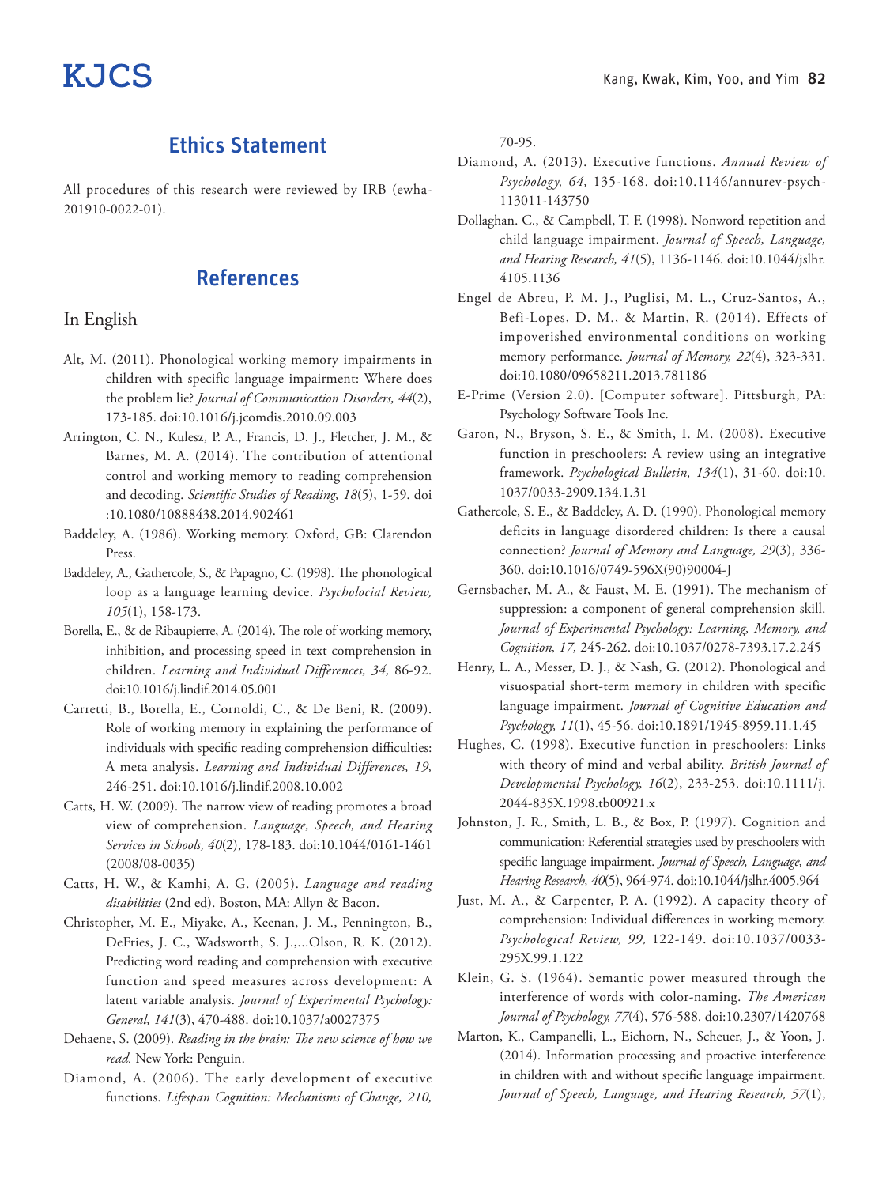## Ethics Statement

All procedures of this research were reviewed by IRB (ewha-201910-0022-01).

## References

### In English

Alt, M. (2011). Phonological working memory impairments in children with specific language impairment: Where does the problem lie? *Journal of Communication Disorders, 44*(2), 173-185. doi:10.1016/j.jcomdis.2010.09.003

Arrington, C. N., Kulesz, P. A., Francis, D. J., Fletcher, J. M., & Barnes, M. A. (2014). The contribution of attentional control and working memory to reading comprehension and decoding. *Scientific Studies of Reading, 18*(5), 1-59. doi:10.1080/10888438.2014.902461

Baddeley, A. (1986). Working memory. Oxford, GB: Clarendon Press.

Baddeley, A., Gathercole, S., & Papagno, C. (1998). The phonological loop as a language learning device. *Psycholocial Review, 105*(1), 158-173.

Borella, E., & de Ribaupierre, A. (2014). The role of working memory, inhibition, and processing speed in text comprehension in children. *Learning and Individual Differences, 34,* 86-92. doi:10.1016/j.lindif.2014.05.001

Carretti, B., Borella, E., Cornoldi, C., & De Beni, R. (2009). Role of working memory in explaining the performance of individuals with specific reading comprehension difficulties: A meta analysis. *Learning and Individual Differences, 19,* 246-251. doi:10.1016/j.lindif.2008.10.002

Catts, H. W. (2009). The narrow view of reading promotes a broad view of comprehension. *Language, Speech, and Hearing Services in Schools, 40*(2), 178-183. doi:10.1044/0161-1461(2008/08-0035)

Catts, H. W., & Kamhi, A. G. (2005). *Language and reading disabilities* (2nd ed). Boston, MA: Allyn & Bacon.

Christopher, M. E., Miyake, A., Keenan, J. M., Pennington, B., DeFries, J. C., Wadsworth, S. J.,...Olson, R. K. (2012). Predicting word reading and comprehension with executive function and speed measures across development: A latent variable analysis. *Journal of Experimental Psychology: General, 141*(3), 470-488. doi:10.1037/a0027375

Dehaene, S. (2009). *Reading in the brain: The new science of how we read.* New York: Penguin.

Diamond, A. (2006). The early development of executive functions. *Lifespan Cognition: Mechanisms of Change, 210,* 70-95.

Diamond, A. (2013). Executive functions. *Annual Review of Psychology, 64,* 135-168. doi:10.1146/annurev-psych-113011-143750

Dollaghan. C., & Campbell, T. F. (1998). Nonword repetition and child language impairment. *Journal of Speech, Language, and Hearing Research, 41*(5), 1136-1146. doi:10.1044/jslhr.4105.1136

Engel de Abreu, P. M. J., Puglisi, M. L., Cruz-Santos, A., Befi-Lopes, D. M., & Martin, R. (2014). Effects of impoverished environmental conditions on working memory performance. *Journal of Memory, 22*(4), 323-331. doi:10.1080/09658211.2013.781186

E-Prime (Version 2.0). [Computer software]. Pittsburgh, PA: Psychology Software Tools Inc.

Garon, N., Bryson, S. E., & Smith, I. M. (2008). Executive function in preschoolers: A review using an integrative framework. *Psychological Bulletin, 134*(1), 31-60. doi:10.1037/0033-2909.134.1.31

Gathercole, S. E., & Baddeley, A. D. (1990). Phonological memory deficits in language disordered children: Is there a causal connection? *Journal of Memory and Language, 29*(3), 336-360. doi:10.1016/0749-596X(90)90004-J

Gernsbacher, M. A., & Faust, M. E. (1991). The mechanism of suppression: a component of general comprehension skill. *Journal of Experimental Psychology: Learning, Memory, and Cognition, 17,* 245-262. doi:10.1037/0278-7393.17.2.245

Henry, L. A., Messer, D. J., & Nash, G. (2012). Phonological and visuospatial short-term memory in children with specific language impairment. *Journal of Cognitive Education and Psychology, 11*(1), 45-56. doi:10.1891/1945-8959.11.1.45

Hughes, C. (1998). Executive function in preschoolers: Links with theory of mind and verbal ability. *British Journal of Developmental Psychology, 16*(2), 233-253. doi:10.1111/j.2044-835X.1998.tb00921.x

Johnston, J. R., Smith, L. B., & Box, P. (1997). Cognition and communication: Referential strategies used by preschoolers with specific language impairment. *Journal of Speech, Language, and Hearing Research, 40*(5), 964-974. doi:10.1044/jslhr.4005.964

Just, M. A., & Carpenter, P. A. (1992). A capacity theory of comprehension: Individual differences in working memory. *Psychological Review, 99,* 122-149. doi:10.1037/0033-295X.99.1.122

Klein, G. S. (1964). Semantic power measured through the interference of words with color-naming. *The American Journal of Psychology, 77*(4), 576-588. doi:10.2307/1420768

Marton, K., Campanelli, L., Eichorn, N., Scheuer, J., & Yoon, J. (2014). Information processing and proactive interference in children with and without specific language impairment. *Journal of Speech, Language, and Hearing Research, 57*(1),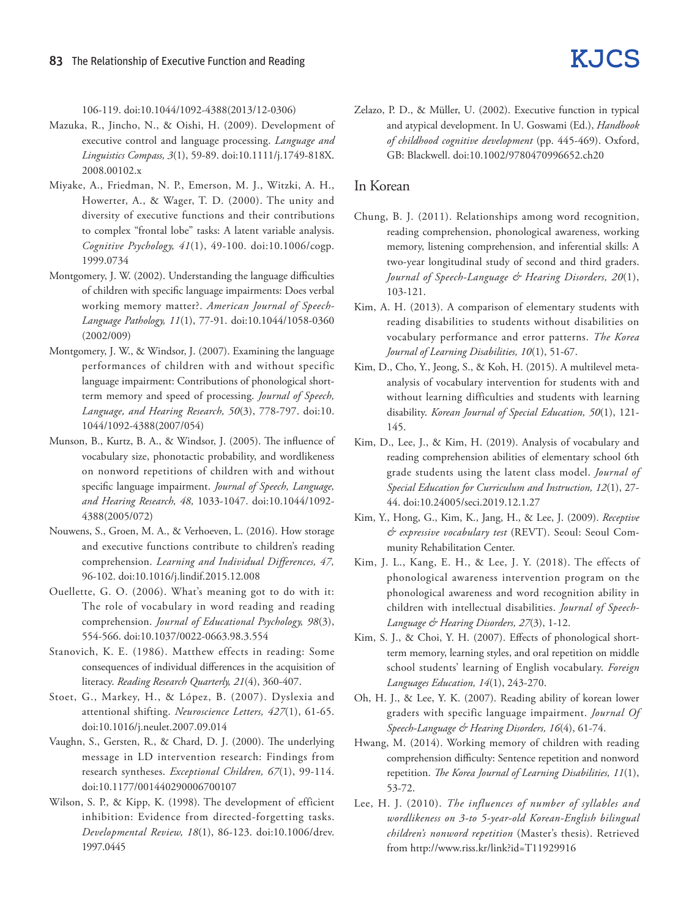106-119. doi:10.1044/1092-4388(2013/12-0306)

Mazuka, R., Jincho, N., & Oishi, H. (2009). Development of executive control and language processing. *Language and Linguistics Compass, 3*(1), 59-89. doi:10.1111/j.1749-818X.2008.00102.x

Miyake, A., Friedman, N. P., Emerson, M. J., Witzki, A. H., Howerter, A., & Wager, T. D. (2000). The unity and diversity of executive functions and their contributions to complex "frontal lobe" tasks: A latent variable analysis. *Cognitive Psychology, 41*(1), 49-100. doi:10.1006/cogp.1999.0734

Montgomery, J. W. (2002). Understanding the language difficulties of children with specific language impairments: Does verbal working memory matter?. *American Journal of Speech-Language Pathology, 11*(1), 77-91. doi:10.1044/1058-0360(2002/009)

Montgomery, J. W., & Windsor, J. (2007). Examining the language performances of children with and without specific language impairment: Contributions of phonological short-term memory and speed of processing. *Journal of Speech, Language, and Hearing Research, 50*(3), 778-797. doi:10.1044/1092-4388(2007/054)

Munson, B., Kurtz, B. A., & Windsor, J. (2005). The influence of vocabulary size, phonotactic probability, and wordlikeness on nonword repetitions of children with and without specific language impairment. *Journal of Speech, Language, and Hearing Research, 48,* 1033-1047. doi:10.1044/1092-4388(2005/072)

Nouwens, S., Groen, M. A., & Verhoeven, L. (2016). How storage and executive functions contribute to children's reading comprehension. *Learning and Individual Differences, 47,* 96-102. doi:10.1016/j.lindif.2015.12.008

Ouellette, G. O. (2006). What's meaning got to do with it: The role of vocabulary in word reading and reading comprehension. *Journal of Educational Psychology, 98*(3), 554-566. doi:10.1037/0022-0663.98.3.554

Stanovich, K. E. (1986). Matthew effects in reading: Some consequences of individual differences in the acquisition of literacy. *Reading Research Quarterly, 21*(4), 360-407.

Stoet, G., Markey, H., & López, B. (2007). Dyslexia and attentional shifting. *Neuroscience Letters, 427*(1), 61-65. doi:10.1016/j.neulet.2007.09.014

Vaughn, S., Gersten, R., & Chard, D. J. (2000). The underlying message in LD intervention research: Findings from research syntheses. *Exceptional Children, 67*(1), 99-114. doi:10.1177/001440290006700107

Wilson, S. P., & Kipp, K. (1998). The development of efficient inhibition: Evidence from directed-forgetting tasks. *Developmental Review, 18*(1), 86-123. doi:10.1006/drev.1997.0445

Zelazo, P. D., & Müller, U. (2002). Executive function in typical and atypical development. In U. Goswami (Ed.), *Handbook of childhood cognitive development* (pp. 445-469). Oxford, GB: Blackwell. doi:10.1002/9780470996652.ch20

## In Korean

Chung, B. J. (2011). Relationships among word recognition, reading comprehension, phonological awareness, working memory, listening comprehension, and inferential skills: A two-year longitudinal study of second and third graders. *Journal of Speech-Language & Hearing Disorders, 20*(1), 103-121.

Kim, A. H. (2013). A comparison of elementary students with reading disabilities to students without disabilities on vocabulary performance and error patterns. *The Korea Journal of Learning Disabilities, 10*(1), 51-67.

Kim, D., Cho, Y., Jeong, S., & Koh, H. (2015). A multilevel meta-analysis of vocabulary intervention for students with and without learning difficulties and students with learning disability. *Korean Journal of Special Education, 50*(1), 121-145.

Kim, D., Lee, J., & Kim, H. (2019). Analysis of vocabulary and reading comprehension abilities of elementary school 6th grade students using the latent class model. *Journal of Special Education for Curriculum and Instruction, 12*(1), 27-44. doi:10.24005/seci.2019.12.1.27

Kim, Y., Hong, G., Kim, K., Jang, H., & Lee, J. (2009). *Receptive & expressive vocabulary test* (REVT). Seoul: Seoul Community Rehabilitation Center.

Kim, J. L., Kang, E. H., & Lee, J. Y. (2018). The effects of phonological awareness intervention program on the phonological awareness and word recognition ability in children with intellectual disabilities. *Journal of Speech-Language & Hearing Disorders, 27*(3), 1-12.

Kim, S. J., & Choi, Y. H. (2007). Effects of phonological short-term memory, learning styles, and oral repetition on middle school students' learning of English vocabulary. *Foreign Languages Education, 14*(1), 243-270.

Oh, H. J., & Lee, Y. K. (2007). Reading ability of korean lower graders with specific language impairment. *Journal Of Speech-Language & Hearing Disorders, 16*(4), 61-74.

Hwang, M. (2014). Working memory of children with reading comprehension difficulty: Sentence repetition and nonword repetition. *The Korea Journal of Learning Disabilities, 11*(1), 53-72.

Lee, H. J. (2010). *The influences of number of syllables and wordlikeness on 3-to 5-year-old Korean-English bilingual children's nonword repetition* (Master's thesis). Retrieved from http://www.riss.kr/link?id=T11929916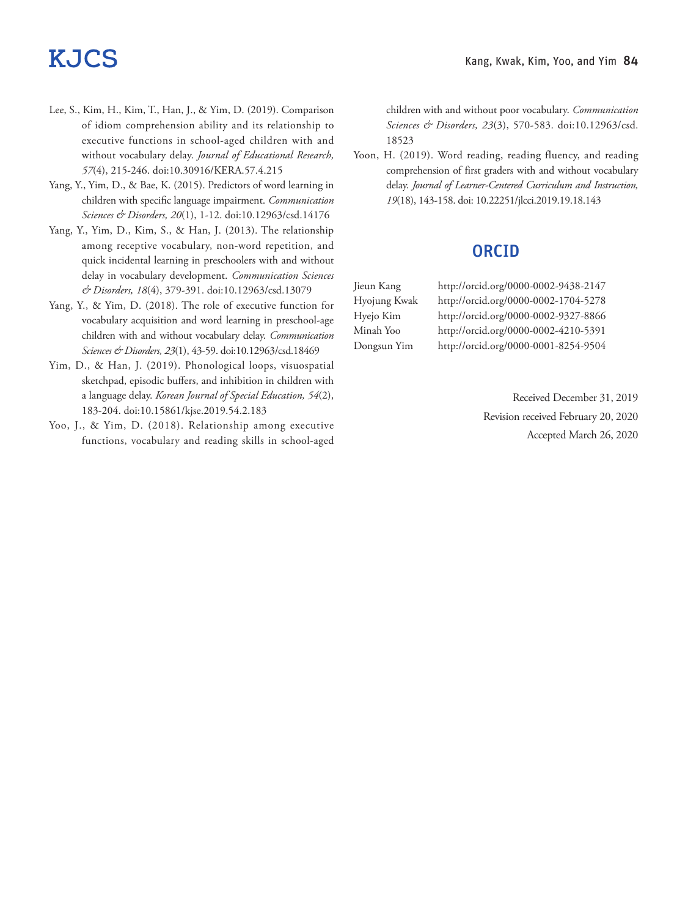Lee, S., Kim, H., Kim, T., Han, J., & Yim, D. (2019). Comparison of idiom comprehension ability and its relationship to executive functions in school-aged children with and without vocabulary delay. *Journal of Educational Research, 57*(4), 215-246. doi:10.30916/KERA.57.4.215

Yang, Y., Yim, D., & Bae, K. (2015). Predictors of word learning in children with specific language impairment. *Communication Sciences & Disorders, 20*(1), 1-12. doi:10.12963/csd.14176

Yang, Y., Yim, D., Kim, S., & Han, J. (2013). The relationship among receptive vocabulary, non-word repetition, and quick incidental learning in preschoolers with and without delay in vocabulary development. *Communication Sciences & Disorders, 18*(4), 379-391. doi:10.12963/csd.13079

Yang, Y., & Yim, D. (2018). The role of executive function for vocabulary acquisition and word learning in preschool-age children with and without vocabulary delay. *Communication Sciences & Disorders, 23*(1), 43-59. doi:10.12963/csd.18469

Yim, D., & Han, J. (2019). Phonological loops, visuospatial sketchpad, episodic buffers, and inhibition in children with a language delay. *Korean Journal of Special Education, 54*(2), 183-204. doi:10.15861/kjse.2019.54.2.183

Yoo, J., & Yim, D. (2018). Relationship among executive functions, vocabulary and reading skills in school-aged children with and without poor vocabulary. *Communication Sciences & Disorders, 23*(3), 570-583. doi:10.12963/csd.18523

Yoon, H. (2019). Word reading, reading fluency, and reading comprehension of first graders with and without vocabulary delay. *Journal of Learner-Centered Curriculum and Instruction, 19*(18), 143-158. doi: 10.22251/jlcci.2019.19.18.143

## ORCID

| | |
|---|---|
| Jieun Kang | http://orcid.org/0000-0002-9438-2147 |
| Hyojung Kwak | http://orcid.org/0000-0002-1704-5278 |
| Hyejo Kim | http://orcid.org/0000-0002-9327-8866 |
| Minah Yoo | http://orcid.org/0000-0002-4210-5391 |
| Dongsun Yim | http://orcid.org/0000-0001-8254-9504 |

Received December 31, 2019
Revision received February 20, 2020
Accepted March 26, 2020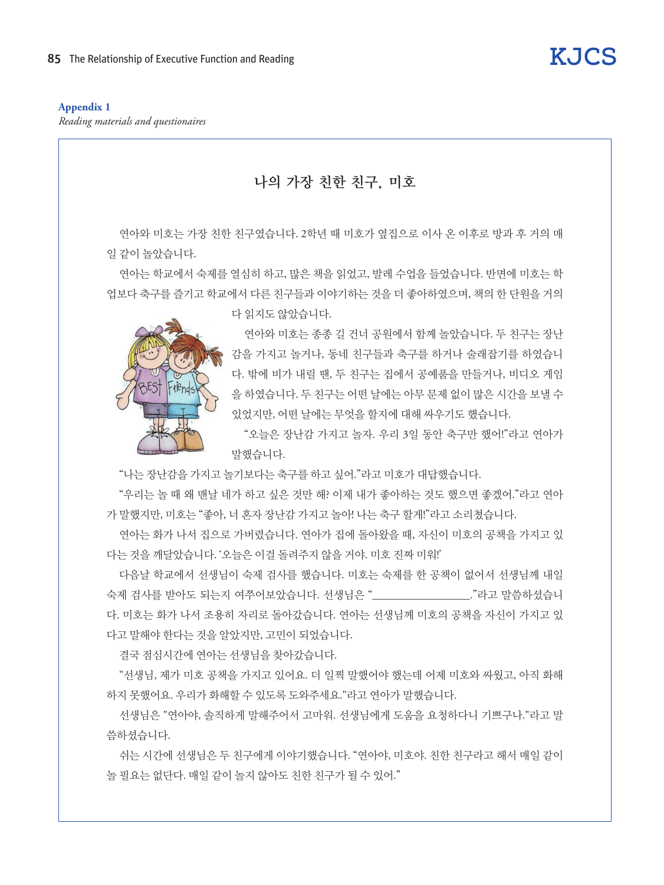**Appendix 1**

*Reading materials and questionaires*

## 나의 가장 친한 친구, 미호

연아와 미호는 가장 친한 친구였습니다. 2학년 때 미호가 옆집으로 이사 온 이후로 방과 후 거의 매일 같이 놀았습니다.

연아는 학교에서 숙제를 열심히 하고, 많은 책을 읽었고, 발레 수업을 들었습니다. 반면에 미호는 학업보다 축구를 즐기고 학교에서 다른 친구들과 이야기하는 것을 더 좋아하였으며, 책의 한 단원을 거의 다 읽지도 않았습니다.

연아와 미호는 종종 길 건너 공원에서 함께 놀았습니다. 두 친구는 장난감을 가지고 놀거나, 동네 친구들과 축구를 하거나 술래잡기를 하였습니다. 밖에 비가 내릴 땐, 두 친구는 집에서 공예품을 만들거나, 비디오 게임을 하였습니다. 두 친구는 어떤 날에는 아무 문제 없이 많은 시간을 보낼 수 있었지만, 어떤 날에는 무엇을 할지에 대해 싸우기도 했습니다.

"오늘은 장난감 가지고 놀자. 우리 3일 동안 축구만 했어!"라고 연아가 말했습니다.

"나는 장난감을 가지고 놀기보다는 축구를 하고 싶어."라고 미호가 대답했습니다.

"우리는 놀 때 왜 맨날 네가 하고 싶은 것만 해? 이제 내가 좋아하는 것도 했으면 좋겠어."라고 연아가 말했지만, 미호는 "좋아, 너 혼자 장난감 가지고 놀아! 나는 축구 할게!"라고 소리쳤습니다.

연아는 화가 나서 집으로 가버렸습니다. 연아가 집에 돌아왔을 때, 자신이 미호의 공책을 가지고 있다는 것을 깨달았습니다. '오늘은 이걸 돌려주지 않을 거야. 미호 진짜 미워!'

다음날 학교에서 선생님이 숙제 검사를 했습니다. 미호는 숙제를 한 공책이 없어서 선생님께 내일 숙제 검사를 받아도 되는지 여쭈어보았습니다. 선생님은 "________________."라고 말씀하셨습니다. 미호는 화가 나서 조용히 자리로 돌아갔습니다. 연아는 선생님께 미호의 공책을 자신이 가지고 있다고 말해야 한다는 것을 알았지만, 고민이 되었습니다.

결국 점심시간에 연아는 선생님을 찾아갔습니다.

"선생님, 제가 미호 공책을 가지고 있어요. 더 일찍 말했어야 했는데 어제 미호와 싸웠고, 아직 화해하지 못했어요. 우리가 화해할 수 있도록 도와주세요."라고 연아가 말했습니다.

선생님은 "연아야, 솔직하게 말해주어서 고마워. 선생님에게 도움을 요청하다니 기쁘구나."라고 말씀하셨습니다.

쉬는 시간에 선생님은 두 친구에게 이야기했습니다. "연아야, 미호야. 친한 친구라고 해서 매일 같이 놀 필요는 없단다. 매일 같이 놀지 않아도 친한 친구가 될 수 있어."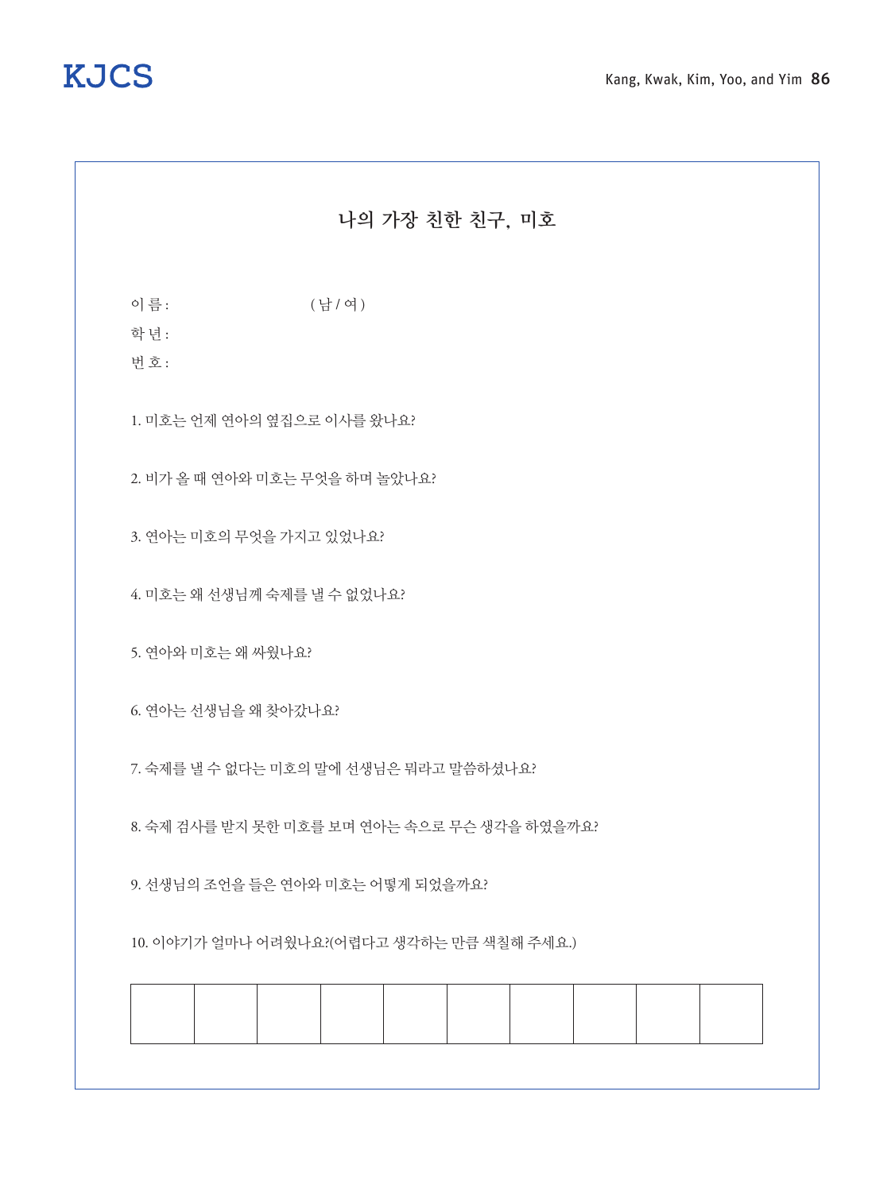## 나의 가장 친한 친구, 미호

이 름 : ( 남 / 여 )

학 년 :

번 호 :

1. 미호는 언제 연아의 옆집으로 이사를 왔나요?

2. 비가 올 때 연아와 미호는 무엇을 하며 놀았나요?

3. 연아는 미호의 무엇을 가지고 있었나요?

4. 미호는 왜 선생님께 숙제를 낼 수 없었나요?

5. 연아와 미호는 왜 싸웠나요?

6. 연아는 선생님을 왜 찾아갔나요?

7. 숙제를 낼 수 없다는 미호의 말에 선생님은 뭐라고 말씀하셨나요?

8. 숙제 검사를 받지 못한 미호를 보며 연아는 속으로 무슨 생각을 하였을까요?

9. 선생님의 조언을 들은 연아와 미호는 어떻게 되었을까요?

10. 이야기가 얼마나 어려웠나요?(어렵다고 생각하는 만큼 색칠해 주세요.)

| | | | | | | | | | |
|---|---|---|---|---|---|---|---|---|---|
| | | | | | | | | | |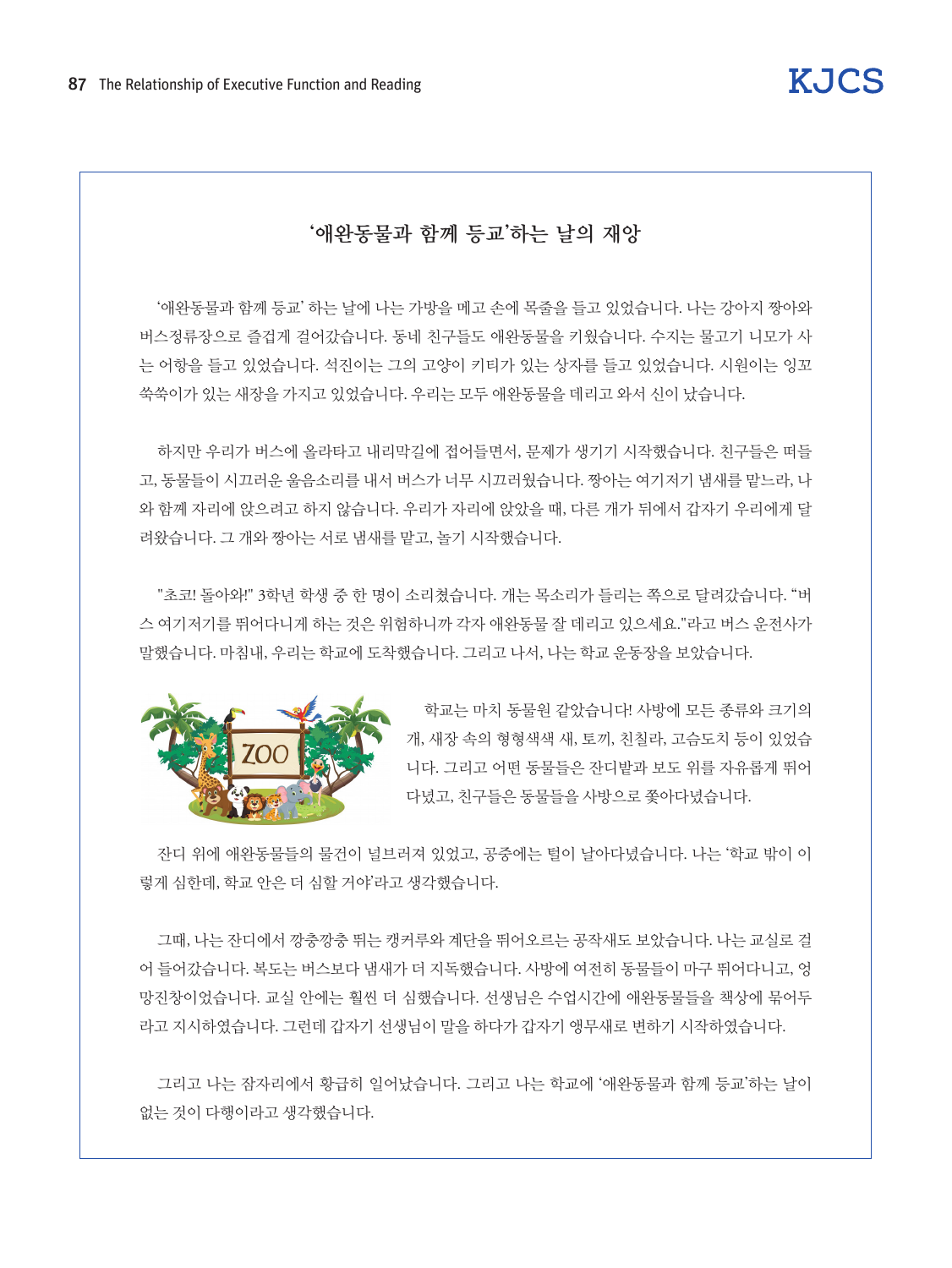## ‘애완동물과 함께 등교’하는 날의 재앙

‘애완동물과 함께 등교’ 하는 날에 나는 가방을 메고 손에 목줄을 들고 있었습니다. 나는 강아지 짱아와 버스정류장으로 즐겁게 걸어갔습니다. 동네 친구들도 애완동물을 키웠습니다. 수지는 물고기 니모가 사는 어항을 들고 있었습니다. 석진이는 그의 고양이 키티가 있는 상자를 들고 있었습니다. 시원이는 잉꼬 쑥쑥이가 있는 새장을 가지고 있었습니다. 우리는 모두 애완동물을 데리고 와서 신이 났습니다.

하지만 우리가 버스에 올라타고 내리막길에 접어들면서, 문제가 생기기 시작했습니다. 친구들은 떠들고, 동물들이 시끄러운 울음소리를 내서 버스가 너무 시끄러웠습니다. 짱아는 여기저기 냄새를 맡느라, 나와 함께 자리에 앉으려고 하지 않습니다. 우리가 자리에 앉았을 때, 다른 개가 뒤에서 갑자기 우리에게 달려왔습니다. 그 개와 짱아는 서로 냄새를 맡고, 놀기 시작했습니다.

"초코! 돌아와!" 3학년 학생 중 한 명이 소리쳤습니다. 개는 목소리가 들리는 쪽으로 달려갔습니다. “버스 여기저기를 뛰어다니게 하는 것은 위험하니까 각자 애완동물 잘 데리고 있으세요."라고 버스 운전사가 말했습니다. 마침내, 우리는 학교에 도착했습니다. 그리고 나서, 나는 학교 운동장을 보았습니다.

학교는 마치 동물원 같았습니다! 사방에 모든 종류와 크기의 개, 새장 속의 형형색색 새, 토끼, 친칠라, 고슴도치 등이 있었습니다. 그리고 어떤 동물들은 잔디밭과 보도 위를 자유롭게 뛰어다녔고, 친구들은 동물들을 사방으로 쫓아다녔습니다.

잔디 위에 애완동물들의 물건이 널브러져 있었고, 공중에는 털이 날아다녔습니다. 나는 ‘학교 밖이 이렇게 심한데, 학교 안은 더 심할 거야’라고 생각했습니다.

그때, 나는 잔디에서 깡충깡충 뛰는 캥커루와 계단을 뛰어오르는 공작새도 보았습니다. 나는 교실로 걸어 들어갔습니다. 복도는 버스보다 냄새가 더 지독했습니다. 사방에 여전히 동물들이 마구 뛰어다니고, 엉망진창이었습니다. 교실 안에는 훨씬 더 심했습니다. 선생님은 수업시간에 애완동물들을 책상에 묶어두라고 지시하였습니다. 그런데 갑자기 선생님이 말을 하다가 갑자기 앵무새로 변하기 시작하였습니다.

그리고 나는 잠자리에서 황급히 일어났습니다. 그리고 나는 학교에 ‘애완동물과 함께 등교’하는 날이 없는 것이 다행이라고 생각했습니다.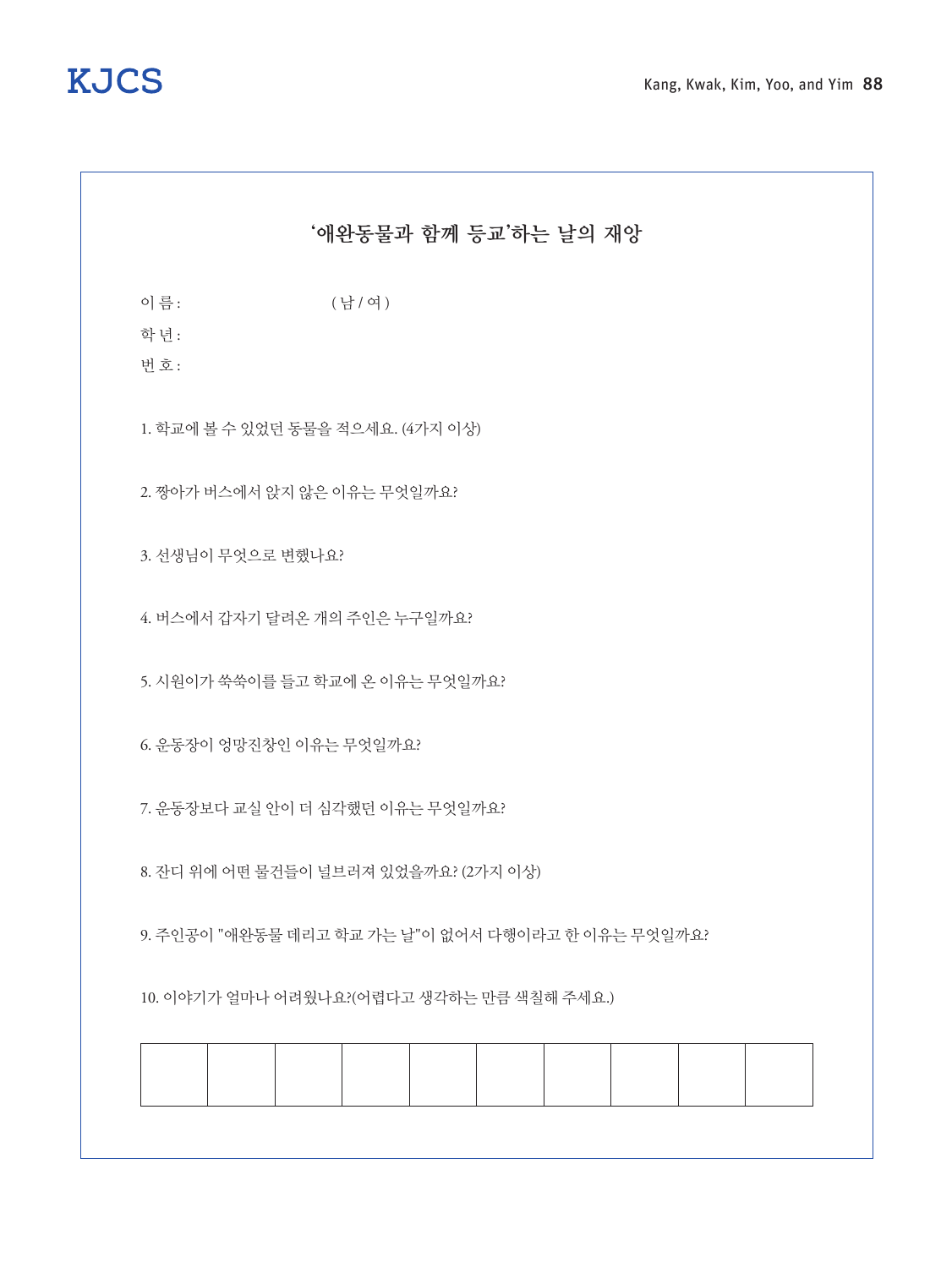## ‘애완동물과 함께 등교’하는 날의 재앙

이 름 : ( 남 / 여 )

학 년 :

번 호 :

1. 학교에 볼 수 있었던 동물을 적으세요. (4가지 이상)

2. 짱아가 버스에서 앉지 않은 이유는 무엇일까요?

3. 선생님이 무엇으로 변했나요?

4. 버스에서 갑자기 달려온 개의 주인은 누구일까요?

5. 시원이가 쑥쑥이를 들고 학교에 온 이유는 무엇일까요?

6. 운동장이 엉망진창인 이유는 무엇일까요?

7. 운동장보다 교실 안이 더 심각했던 이유는 무엇일까요?

8. 잔디 위에 어떤 물건들이 널브러져 있었을까요? (2가지 이상)

9. 주인공이 "애완동물 데리고 학교 가는 날"이 없어서 다행이라고 한 이유는 무엇일까요?

10. 이야기가 얼마나 어려웠나요?(어렵다고 생각하는 만큼 색칠해 주세요.)

| | | | | | | | | | |
|---|---|---|---|---|---|---|---|---|---|
| | | | | | | | | | |